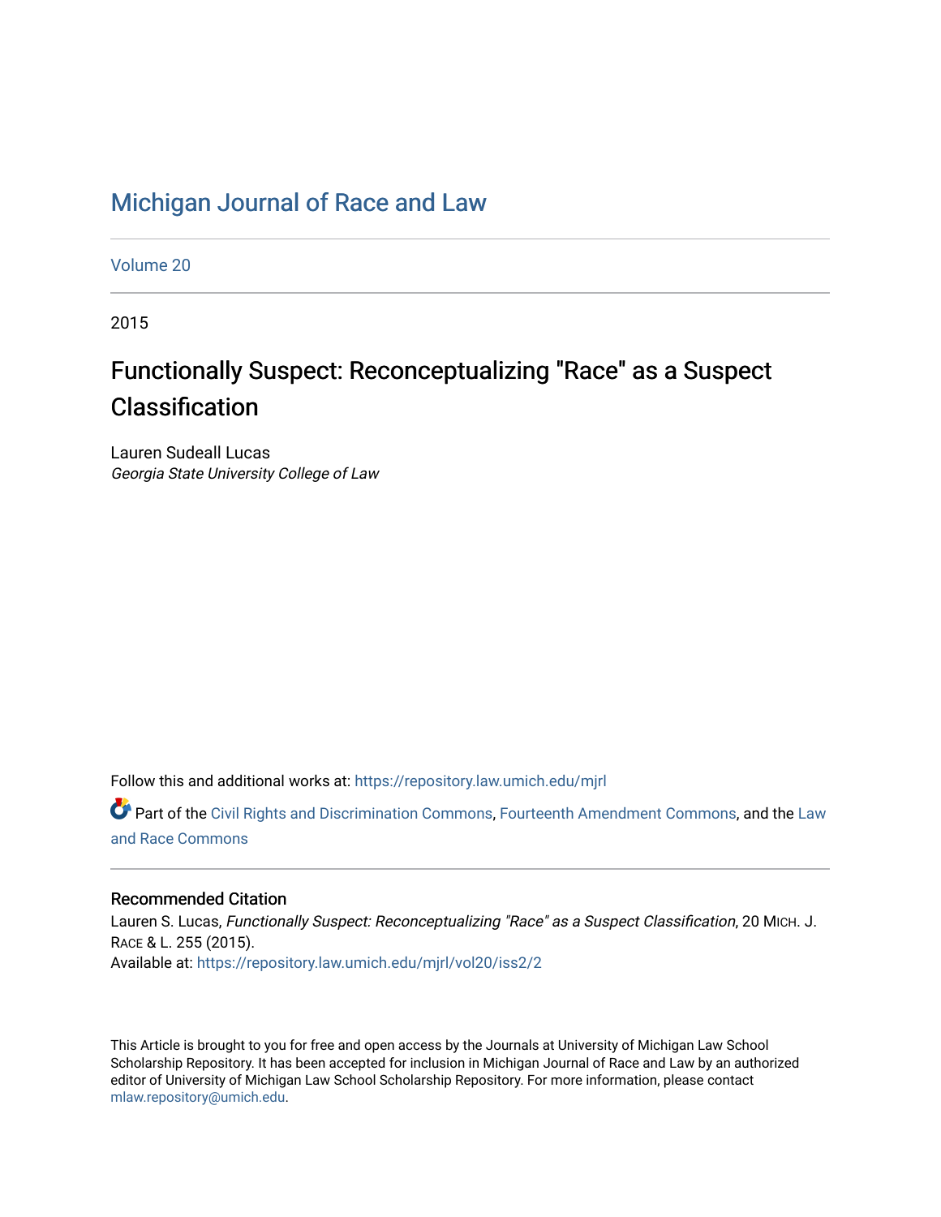# Michigan Journal of Race and Law

Volume 20

2015

## Functionally Suspect: Reconceptualizing "Race" as a Suspect Classification

Lauren Sudeall Lucas
*Georgia State University College of Law*

Follow this and additional works at: https://repository.law.umich.edu/mjrl

Part of the Civil Rights and Discrimination Commons, Fourteenth Amendment Commons, and the Law and Race Commons

### Recommended Citation

Lauren S. Lucas, *Functionally Suspect: Reconceptualizing "Race" as a Suspect Classification*, 20 MICH. J. RACE & L. 255 (2015).
Available at: https://repository.law.umich.edu/mjrl/vol20/iss2/2

This Article is brought to you for free and open access by the Journals at University of Michigan Law School Scholarship Repository. It has been accepted for inclusion in Michigan Journal of Race and Law by an authorized editor of University of Michigan Law School Scholarship Repository. For more information, please contact mlaw.repository@umich.edu.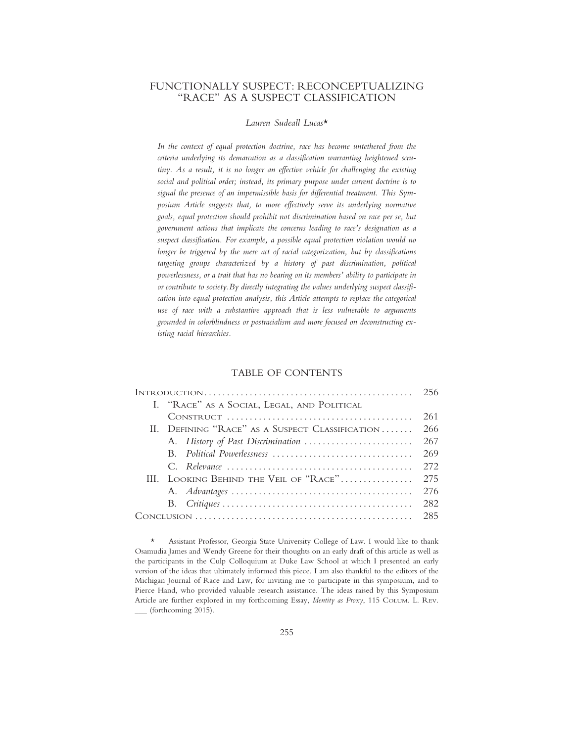# FUNCTIONALLY SUSPECT: RECONCEPTUALIZING "RACE" AS A SUSPECT CLASSIFICATION

*Lauren Sudeall Lucas*\*

*In the context of equal protection doctrine, race has become untethered from the criteria underlying its demarcation as a classification warranting heightened scrutiny. As a result, it is no longer an effective vehicle for challenging the existing social and political order; instead, its primary purpose under current doctrine is to signal the presence of an impermissible basis for differential treatment. This Symposium Article suggests that, to more effectively serve its underlying normative goals, equal protection should prohibit not discrimination based on race per se, but government actions that implicate the concerns leading to race's designation as a suspect classification. For example, a possible equal protection violation would no longer be triggered by the mere act of racial categorization, but by classifications targeting groups characterized by a history of past discrimination, political powerlessness, or a trait that has no bearing on its members' ability to participate in or contribute to society. By directly integrating the values underlying suspect classification into equal protection analysis, this Article attempts to replace the categorical use of race with a substantive approach that is less vulnerable to arguments grounded in colorblindness or postracialism and more focused on deconstructing existing racial hierarchies.*

## TABLE OF CONTENTS

| | |
|---|---|
| INTRODUCTION | 256 |
| I. "RACE" AS A SOCIAL, LEGAL, AND POLITICAL CONSTRUCT | 261 |
| II. DEFINING "RACE" AS A SUSPECT CLASSIFICATION | 266 |
| A. *History of Past Discrimination* | 267 |
| B. *Political Powerlessness* | 269 |
| C. *Relevance* | 272 |
| III. LOOKING BEHIND THE VEIL OF "RACE" | 275 |
| A. *Advantages* | 276 |
| B. *Critiques* | 282 |
| CONCLUSION | 285 |

---

\* Assistant Professor, Georgia State University College of Law. I would like to thank Osamudia James and Wendy Greene for their thoughts on an early draft of this article as well as the participants in the Culp Colloquium at Duke Law School at which I presented an early version of the ideas that ultimately informed this piece. I am also thankful to the editors of the Michigan Journal of Race and Law, for inviting me to participate in this symposium, and to Pierce Hand, who provided valuable research assistance. The ideas raised by this Symposium Article are further explored in my forthcoming Essay, *Identity as Proxy*, 115 COLUM. L. REV. ___ (forthcoming 2015).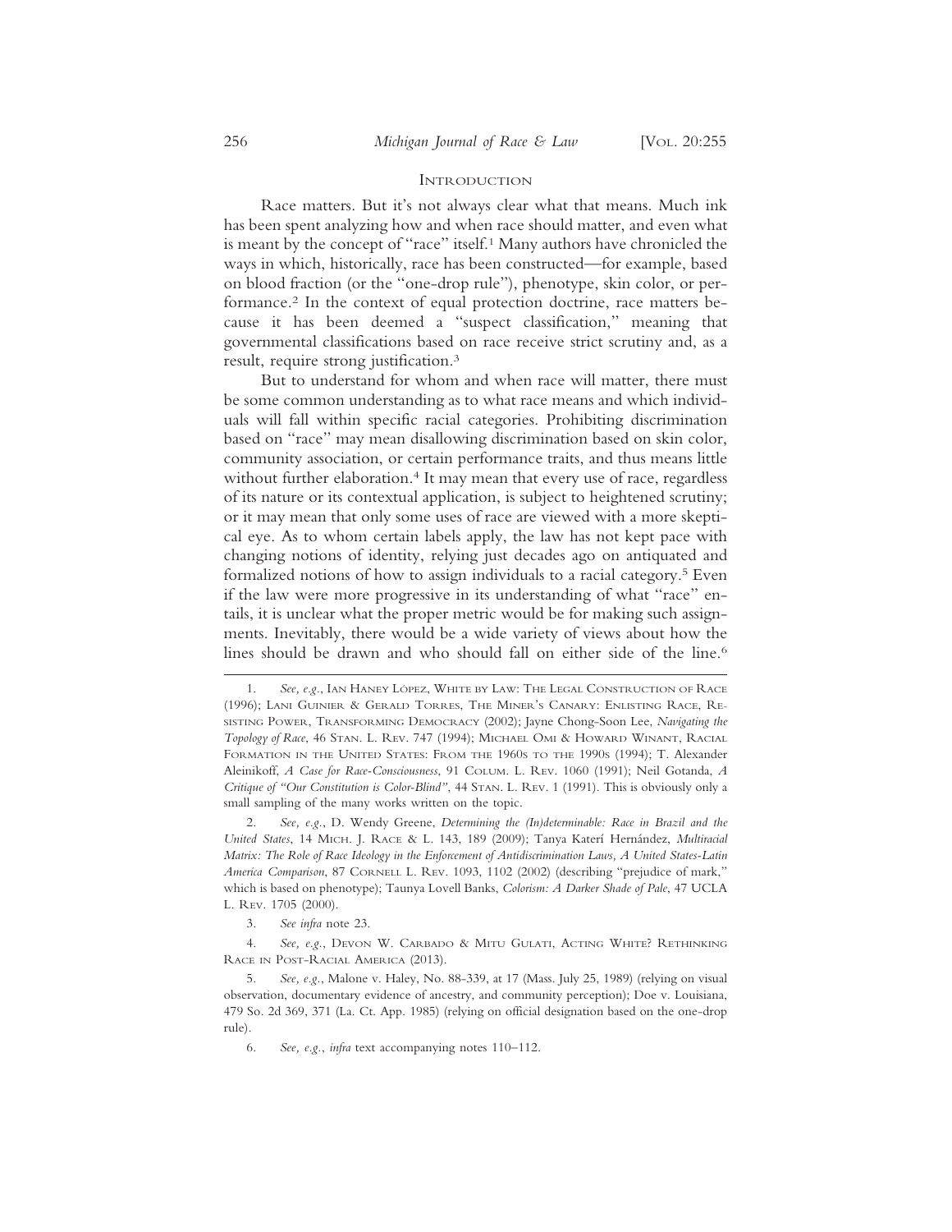## INTRODUCTION

Race matters. But it's not always clear what that means. Much ink has been spent analyzing how and when race should matter, and even what is meant by the concept of "race" itself.[1] Many authors have chronicled the ways in which, historically, race has been constructed—for example, based on blood fraction (or the "one-drop rule"), phenotype, skin color, or performance.[2] In the context of equal protection doctrine, race matters because it has been deemed a "suspect classification," meaning that governmental classifications based on race receive strict scrutiny and, as a result, require strong justification.[3]

But to understand for whom and when race will matter, there must be some common understanding as to what race means and which individuals will fall within specific racial categories. Prohibiting discrimination based on "race" may mean disallowing discrimination based on skin color, community association, or certain performance traits, and thus means little without further elaboration.[4] It may mean that every use of race, regardless of its nature or its contextual application, is subject to heightened scrutiny; or it may mean that only some uses of race are viewed with a more skeptical eye. As to whom certain labels apply, the law has not kept pace with changing notions of identity, relying just decades ago on antiquated and formalized notions of how to assign individuals to a racial category.[5] Even if the law were more progressive in its understanding of what "race" entails, it is unclear what the proper metric would be for making such assignments. Inevitably, there would be a wide variety of views about how the lines should be drawn and who should fall on either side of the line.[6]

---

1. *See, e.g.*, IAN HANEY LÓPEZ, WHITE BY LAW: THE LEGAL CONSTRUCTION OF RACE (1996); LANI GUINIER & GERALD TORRES, THE MINER'S CANARY: ENLISTING RACE, RESISTING POWER, TRANSFORMING DEMOCRACY (2002); Jayne Chong-Soon Lee, *Navigating the Topology of Race*, 46 STAN. L. REV. 747 (1994); MICHAEL OMI & HOWARD WINANT, RACIAL FORMATION IN THE UNITED STATES: FROM THE 1960S TO THE 1990S (1994); T. Alexander Aleinikoff, *A Case for Race-Consciousness*, 91 COLUM. L. REV. 1060 (1991); Neil Gotanda, *A Critique of "Our Constitution is Color-Blind"*, 44 STAN. L. REV. 1 (1991). This is obviously only a small sampling of the many works written on the topic.

2. *See, e.g.*, D. Wendy Greene, *Determining the (In)determinable: Race in Brazil and the United States*, 14 MICH. J. RACE & L. 143, 189 (2009); Tanya Katerí Hernández, *Multiracial Matrix: The Role of Race Ideology in the Enforcement of Antidiscrimination Laws, A United States-Latin America Comparison*, 87 CORNELL L. REV. 1093, 1102 (2002) (describing "prejudice of mark," which is based on phenotype); Taunya Lovell Banks, *Colorism: A Darker Shade of Pale*, 47 UCLA L. REV. 1705 (2000).

3. *See infra* note 23.

4. *See, e.g.*, DEVON W. CARBADO & MITU GULATI, ACTING WHITE? RETHINKING RACE IN POST-RACIAL AMERICA (2013).

5. *See, e.g.*, Malone v. Haley, No. 88-339, at 17 (Mass. July 25, 1989) (relying on visual observation, documentary evidence of ancestry, and community perception); Doe v. Louisiana, 479 So. 2d 369, 371 (La. Ct. App. 1985) (relying on official designation based on the one-drop rule).

6. *See, e.g.*, *infra* text accompanying notes 110–112.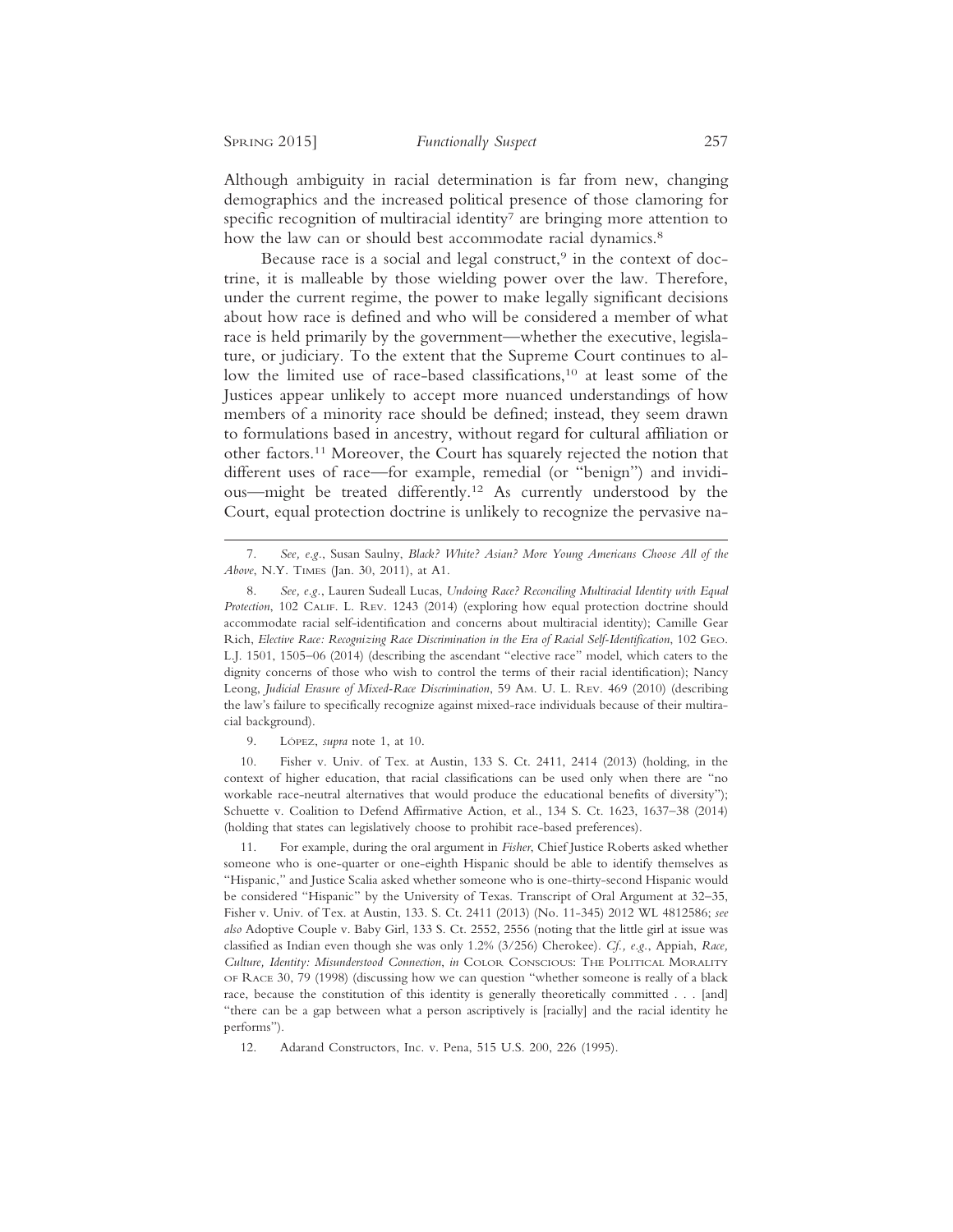Although ambiguity in racial determination is far from new, changing demographics and the increased political presence of those clamoring for specific recognition of multiracial identity[7] are bringing more attention to how the law can or should best accommodate racial dynamics.[8]

Because race is a social and legal construct,[9] in the context of doctrine, it is malleable by those wielding power over the law. Therefore, under the current regime, the power to make legally significant decisions about how race is defined and who will be considered a member of what race is held primarily by the government—whether the executive, legislature, or judiciary. To the extent that the Supreme Court continues to allow the limited use of race-based classifications,[10] at least some of the Justices appear unlikely to accept more nuanced understandings of how members of a minority race should be defined; instead, they seem drawn to formulations based in ancestry, without regard for cultural affiliation or other factors.[11] Moreover, the Court has squarely rejected the notion that different uses of race—for example, remedial (or "benign") and invidious—might be treated differently.[12] As currently understood by the Court, equal protection doctrine is unlikely to recognize the pervasive na-

---

7. *See, e.g.*, Susan Saulny, *Black? White? Asian? More Young Americans Choose All of the Above*, N.Y. Times (Jan. 30, 2011), at A1.

8. *See, e.g.*, Lauren Sudeall Lucas, *Undoing Race? Reconciling Multiracial Identity with Equal Protection*, 102 Calif. L. Rev. 1243 (2014) (exploring how equal protection doctrine should accommodate racial self-identification and concerns about multiracial identity); Camille Gear Rich, *Elective Race: Recognizing Race Discrimination in the Era of Racial Self-Identification*, 102 Geo. L.J. 1501, 1505–06 (2014) (describing the ascendant "elective race" model, which caters to the dignity concerns of those who wish to control the terms of their racial identification); Nancy Leong, *Judicial Erasure of Mixed-Race Discrimination*, 59 Am. U. L. Rev. 469 (2010) (describing the law's failure to specifically recognize against mixed-race individuals because of their multiracial background).

9. López, *supra* note 1, at 10.

10. Fisher v. Univ. of Tex. at Austin, 133 S. Ct. 2411, 2414 (2013) (holding, in the context of higher education, that racial classifications can be used only when there are "no workable race-neutral alternatives that would produce the educational benefits of diversity"); Schuette v. Coalition to Defend Affirmative Action, et al., 134 S. Ct. 1623, 1637–38 (2014) (holding that states can legislatively choose to prohibit race-based preferences).

11. For example, during the oral argument in *Fisher*, Chief Justice Roberts asked whether someone who is one-quarter or one-eighth Hispanic should be able to identify themselves as "Hispanic," and Justice Scalia asked whether someone who is one-thirty-second Hispanic would be considered "Hispanic" by the University of Texas. Transcript of Oral Argument at 32–35, Fisher v. Univ. of Tex. at Austin, 133. S. Ct. 2411 (2013) (No. 11-345) 2012 WL 4812586; *see also* Adoptive Couple v. Baby Girl, 133 S. Ct. 2552, 2556 (noting that the little girl at issue was classified as Indian even though she was only 1.2% (3/256) Cherokee). *Cf., e.g.*, Appiah, *Race, Culture, Identity: Misunderstood Connection*, *in* Color Conscious: The Political Morality of Race 30, 79 (1998) (discussing how we can question "whether someone is really of a black race, because the constitution of this identity is generally theoretically committed . . . [and] "there can be a gap between what a person ascriptively is [racially] and the racial identity he performs").

12. Adarand Constructors, Inc. v. Pena, 515 U.S. 200, 226 (1995).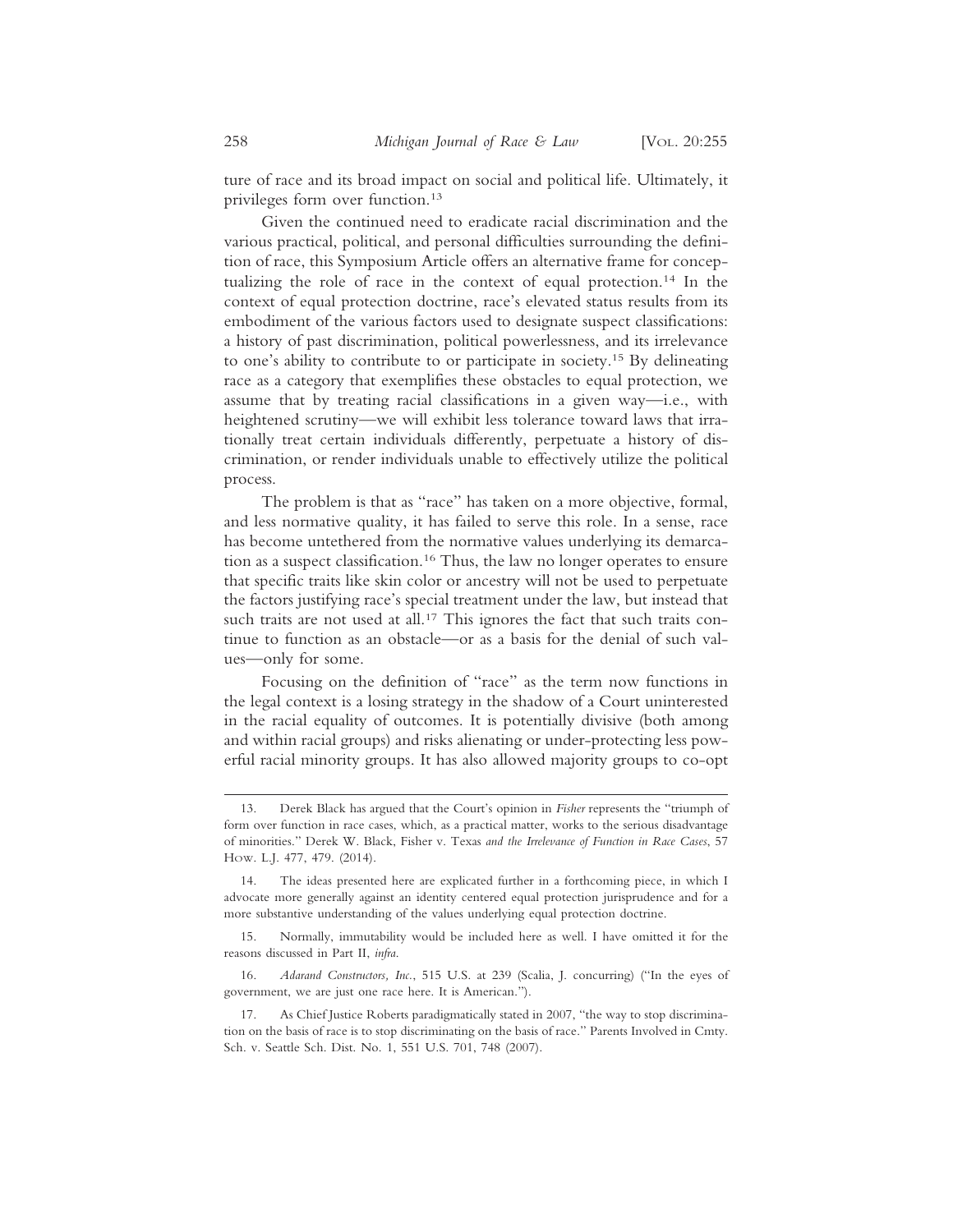ture of race and its broad impact on social and political life. Ultimately, it privileges form over function.[13]

Given the continued need to eradicate racial discrimination and the various practical, political, and personal difficulties surrounding the definition of race, this Symposium Article offers an alternative frame for conceptualizing the role of race in the context of equal protection.[14] In the context of equal protection doctrine, race's elevated status results from its embodiment of the various factors used to designate suspect classifications: a history of past discrimination, political powerlessness, and its irrelevance to one's ability to contribute to or participate in society.[15] By delineating race as a category that exemplifies these obstacles to equal protection, we assume that by treating racial classifications in a given way—i.e., with heightened scrutiny—we will exhibit less tolerance toward laws that irrationally treat certain individuals differently, perpetuate a history of discrimination, or render individuals unable to effectively utilize the political process.

The problem is that as "race" has taken on a more objective, formal, and less normative quality, it has failed to serve this role. In a sense, race has become untethered from the normative values underlying its demarcation as a suspect classification.[16] Thus, the law no longer operates to ensure that specific traits like skin color or ancestry will not be used to perpetuate the factors justifying race's special treatment under the law, but instead that such traits are not used at all.[17] This ignores the fact that such traits continue to function as an obstacle—or as a basis for the denial of such values—only for some.

Focusing on the definition of "race" as the term now functions in the legal context is a losing strategy in the shadow of a Court uninterested in the racial equality of outcomes. It is potentially divisive (both among and within racial groups) and risks alienating or under-protecting less powerful racial minority groups. It has also allowed majority groups to co-opt

---

13. Derek Black has argued that the Court's opinion in *Fisher* represents the "triumph of form over function in race cases, which, as a practical matter, works to the serious disadvantage of minorities." Derek W. Black, Fisher v. Texas *and the Irrelevance of Function in Race Cases*, 57 How. L.J. 477, 479. (2014).

14. The ideas presented here are explicated further in a forthcoming piece, in which I advocate more generally against an identity centered equal protection jurisprudence and for a more substantive understanding of the values underlying equal protection doctrine.

15. Normally, immutability would be included here as well. I have omitted it for the reasons discussed in Part II, *infra*.

16. *Adarand Constructors, Inc.*, 515 U.S. at 239 (Scalia, J. concurring) ("In the eyes of government, we are just one race here. It is American.").

17. As Chief Justice Roberts paradigmatically stated in 2007, "the way to stop discrimination on the basis of race is to stop discriminating on the basis of race." Parents Involved in Cmty. Sch. v. Seattle Sch. Dist. No. 1, 551 U.S. 701, 748 (2007).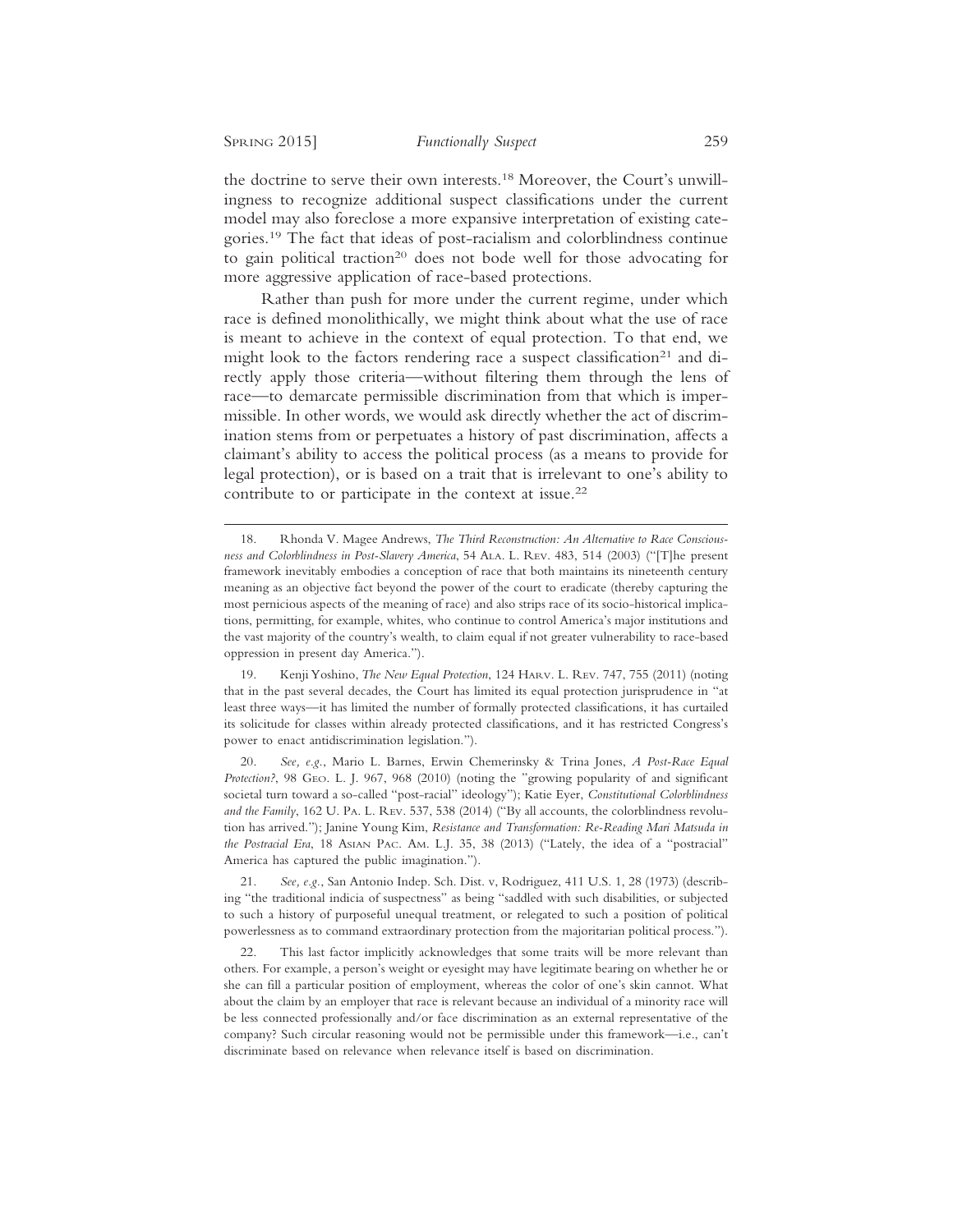the doctrine to serve their own interests.[18] Moreover, the Court's unwillingness to recognize additional suspect classifications under the current model may also foreclose a more expansive interpretation of existing categories.[19] The fact that ideas of post-racialism and colorblindness continue to gain political traction[20] does not bode well for those advocating for more aggressive application of race-based protections.

Rather than push for more under the current regime, under which race is defined monolithically, we might think about what the use of race is meant to achieve in the context of equal protection. To that end, we might look to the factors rendering race a suspect classification[21] and directly apply those criteria—without filtering them through the lens of race—to demarcate permissible discrimination from that which is impermissible. In other words, we would ask directly whether the act of discrimination stems from or perpetuates a history of past discrimination, affects a claimant's ability to access the political process (as a means to provide for legal protection), or is based on a trait that is irrelevant to one's ability to contribute to or participate in the context at issue.[22]

---

18. Rhonda V. Magee Andrews, *The Third Reconstruction: An Alternative to Race Consciousness and Colorblindness in Post-Slavery America*, 54 ALA. L. REV. 483, 514 (2003) ("[T]he present framework inevitably embodies a conception of race that both maintains its nineteenth century meaning as an objective fact beyond the power of the court to eradicate (thereby capturing the most pernicious aspects of the meaning of race) and also strips race of its socio-historical implications, permitting, for example, whites, who continue to control America's major institutions and the vast majority of the country's wealth, to claim equal if not greater vulnerability to race-based oppression in present day America.").

19. Kenji Yoshino, *The New Equal Protection*, 124 HARV. L. REV. 747, 755 (2011) (noting that in the past several decades, the Court has limited its equal protection jurisprudence in "at least three ways—it has limited the number of formally protected classifications, it has curtailed its solicitude for classes within already protected classifications, and it has restricted Congress's power to enact antidiscrimination legislation.").

20. *See, e.g.*, Mario L. Barnes, Erwin Chemerinsky & Trina Jones, *A Post-Race Equal Protection?*, 98 GEO. L. J. 967, 968 (2010) (noting the "growing popularity of and significant societal turn toward a so-called "post-racial" ideology"); Katie Eyer, *Constitutional Colorblindness and the Family*, 162 U. PA. L. REV. 537, 538 (2014) ("By all accounts, the colorblindness revolution has arrived."); Janine Young Kim, *Resistance and Transformation: Re-Reading Mari Matsuda in the Postracial Era*, 18 ASIAN PAC. AM. L.J. 35, 38 (2013) ("Lately, the idea of a "postracial" America has captured the public imagination.").

21. *See, e.g.*, San Antonio Indep. Sch. Dist. v, Rodriguez, 411 U.S. 1, 28 (1973) (describing "the traditional indicia of suspectness" as being "saddled with such disabilities, or subjected to such a history of purposeful unequal treatment, or relegated to such a position of political powerlessness as to command extraordinary protection from the majoritarian political process.").

22. This last factor implicitly acknowledges that some traits will be more relevant than others. For example, a person's weight or eyesight may have legitimate bearing on whether he or she can fill a particular position of employment, whereas the color of one's skin cannot. What about the claim by an employer that race is relevant because an individual of a minority race will be less connected professionally and/or face discrimination as an external representative of the company? Such circular reasoning would not be permissible under this framework—i.e., can't discriminate based on relevance when relevance itself is based on discrimination.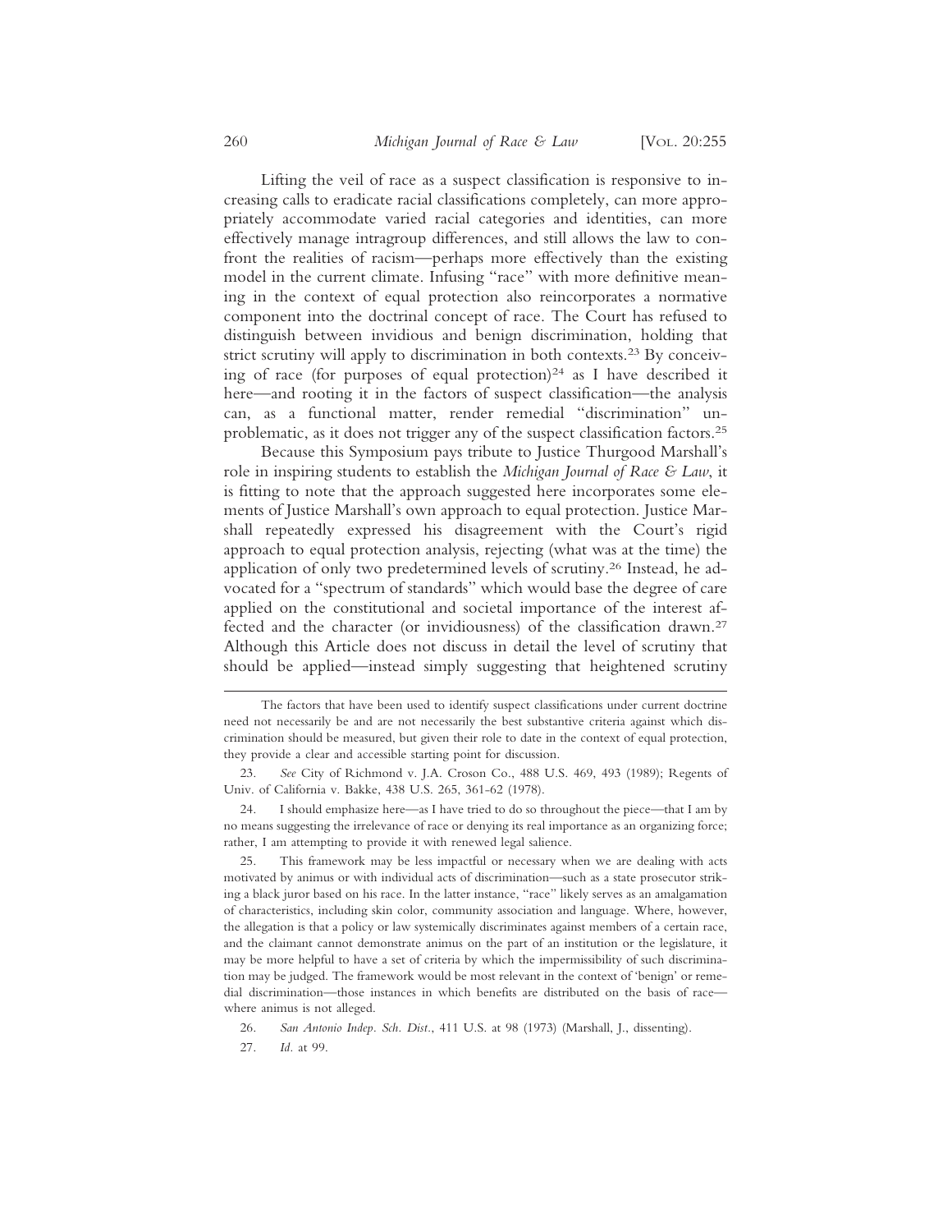Lifting the veil of race as a suspect classification is responsive to increasing calls to eradicate racial classifications completely, can more appropriately accommodate varied racial categories and identities, can more effectively manage intragroup differences, and still allows the law to confront the realities of racism—perhaps more effectively than the existing model in the current climate. Infusing "race" with more definitive meaning in the context of equal protection also reincorporates a normative component into the doctrinal concept of race. The Court has refused to distinguish between invidious and benign discrimination, holding that strict scrutiny will apply to discrimination in both contexts.[23] By conceiving of race (for purposes of equal protection)[24] as I have described it here—and rooting it in the factors of suspect classification—the analysis can, as a functional matter, render remedial "discrimination" unproblematic, as it does not trigger any of the suspect classification factors.[25]

Because this Symposium pays tribute to Justice Thurgood Marshall's role in inspiring students to establish the *Michigan Journal of Race & Law*, it is fitting to note that the approach suggested here incorporates some elements of Justice Marshall's own approach to equal protection. Justice Marshall repeatedly expressed his disagreement with the Court's rigid approach to equal protection analysis, rejecting (what was at the time) the application of only two predetermined levels of scrutiny.[26] Instead, he advocated for a "spectrum of standards" which would base the degree of care applied on the constitutional and societal importance of the interest affected and the character (or invidiousness) of the classification drawn.[27] Although this Article does not discuss in detail the level of scrutiny that should be applied—instead simply suggesting that heightened scrutiny

---

The factors that have been used to identify suspect classifications under current doctrine need not necessarily be and are not necessarily the best substantive criteria against which discrimination should be measured, but given their role to date in the context of equal protection, they provide a clear and accessible starting point for discussion.

23. *See* City of Richmond v. J.A. Croson Co., 488 U.S. 469, 493 (1989); Regents of Univ. of California v. Bakke, 438 U.S. 265, 361-62 (1978).

24. I should emphasize here—as I have tried to do so throughout the piece—that I am by no means suggesting the irrelevance of race or denying its real importance as an organizing force; rather, I am attempting to provide it with renewed legal salience.

25. This framework may be less impactful or necessary when we are dealing with acts motivated by animus or with individual acts of discrimination—such as a state prosecutor striking a black juror based on his race. In the latter instance, "race" likely serves as an amalgamation of characteristics, including skin color, community association and language. Where, however, the allegation is that a policy or law systemically discriminates against members of a certain race, and the claimant cannot demonstrate animus on the part of an institution or the legislature, it may be more helpful to have a set of criteria by which the impermissibility of such discrimination may be judged. The framework would be most relevant in the context of 'benign' or remedial discrimination—those instances in which benefits are distributed on the basis of race—where animus is not alleged.

26. *San Antonio Indep. Sch. Dist.*, 411 U.S. at 98 (1973) (Marshall, J., dissenting).

27. *Id.* at 99.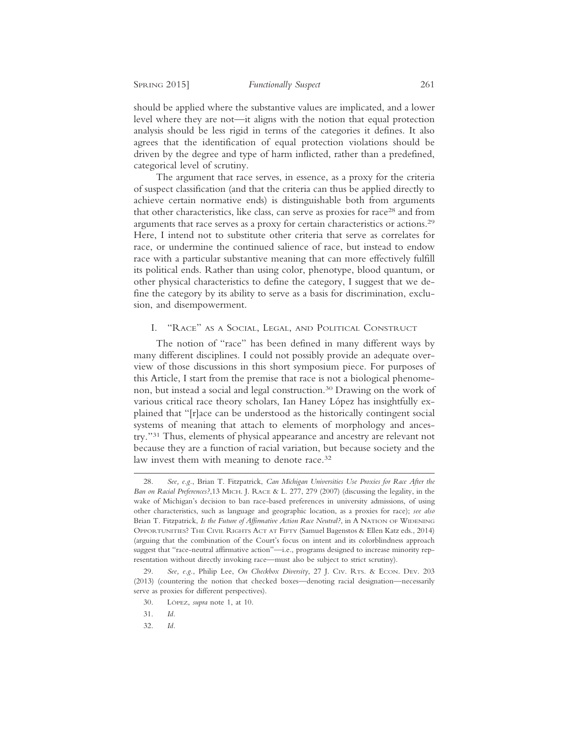should be applied where the substantive values are implicated, and a lower level where they are not—it aligns with the notion that equal protection analysis should be less rigid in terms of the categories it defines. It also agrees that the identification of equal protection violations should be driven by the degree and type of harm inflicted, rather than a predefined, categorical level of scrutiny.

The argument that race serves, in essence, as a proxy for the criteria of suspect classification (and that the criteria can thus be applied directly to achieve certain normative ends) is distinguishable both from arguments that other characteristics, like class, can serve as proxies for race[28] and from arguments that race serves as a proxy for certain characteristics or actions.[29] Here, I intend not to substitute other criteria that serve as correlates for race, or undermine the continued salience of race, but instead to endow race with a particular substantive meaning that can more effectively fulfill its political ends. Rather than using color, phenotype, blood quantum, or other physical characteristics to define the category, I suggest that we define the category by its ability to serve as a basis for discrimination, exclusion, and disempowerment.

## I. "Race" as a Social, Legal, and Political Construct

The notion of "race" has been defined in many different ways by many different disciplines. I could not possibly provide an adequate overview of those discussions in this short symposium piece. For purposes of this Article, I start from the premise that race is not a biological phenomenon, but instead a social and legal construction.[30] Drawing on the work of various critical race theory scholars, Ian Haney López has insightfully explained that "[r]ace can be understood as the historically contingent social systems of meaning that attach to elements of morphology and ancestry."[31] Thus, elements of physical appearance and ancestry are relevant not because they are a function of racial variation, but because society and the law invest them with meaning to denote race.[32]

---

28. *See, e.g.*, Brian T. Fitzpatrick, *Can Michigan Universities Use Proxies for Race After the Ban on Racial Preferences?*,13 Mich. J. Race & L. 277, 279 (2007) (discussing the legality, in the wake of Michigan's decision to ban race-based preferences in university admissions, of using other characteristics, such as language and geographic location, as a proxies for race); *see also* Brian T. Fitzpatrick, *Is the Future of Affirmative Action Race Neutral?*, in A Nation of Widening Opportunities? The Civil Rights Act at Fifty (Samuel Bagenstos & Ellen Katz eds., 2014) (arguing that the combination of the Court's focus on intent and its colorblindness approach suggest that "race-neutral affirmative action"—i.e., programs designed to increase minority representation without directly invoking race—must also be subject to strict scrutiny).

29. *See, e.g.*, Philip Lee, *On Checkbox Diversity*, 27 J. Civ. Rts. & Econ. Dev. 203 (2013) (countering the notion that checked boxes—denoting racial designation—necessarily serve as proxies for different perspectives).

30. López, *supra* note 1, at 10.

31. *Id.*

32. *Id.*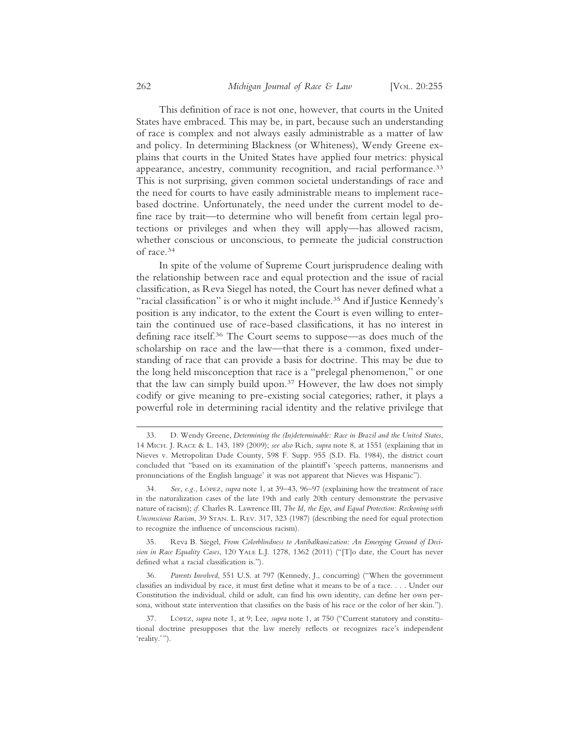This definition of race is not one, however, that courts in the United States have embraced. This may be, in part, because such an understanding of race is complex and not always easily administrable as a matter of law and policy. In determining Blackness (or Whiteness), Wendy Greene explains that courts in the United States have applied four metrics: physical appearance, ancestry, community recognition, and racial performance.[33] This is not surprising, given common societal understandings of race and the need for courts to have easily administrable means to implement race-based doctrine. Unfortunately, the need under the current model to define race by trait—to determine who will benefit from certain legal protections or privileges and when they will apply—has allowed racism, whether conscious or unconscious, to permeate the judicial construction of race.[34]

In spite of the volume of Supreme Court jurisprudence dealing with the relationship between race and equal protection and the issue of racial classification, as Reva Siegel has noted, the Court has never defined what a "racial classification" is or who it might include.[35] And if Justice Kennedy's position is any indicator, to the extent the Court is even willing to entertain the continued use of race-based classifications, it has no interest in defining race itself.[36] The Court seems to suppose—as does much of the scholarship on race and the law—that there is a common, fixed understanding of race that can provide a basis for doctrine. This may be due to the long held misconception that race is a "prelegal phenomenon," or one that the law can simply build upon.[37] However, the law does not simply codify or give meaning to pre-existing social categories; rather, it plays a powerful role in determining racial identity and the relative privilege that

---

33. D. Wendy Greene, *Determining the (In)determinable: Race in Brazil and the United States*, 14 MICH. J. RACE & L. 143, 189 (2009); *see also* Rich, *supra* note 8, at 1551 (explaining that in Nieves v. Metropolitan Dade County, 598 F. Supp. 955 (S.D. Fla. 1984), the district court concluded that "based on its examination of the plaintiff's 'speech patterns, mannerisms and pronunciations of the English language' it was not apparent that Nieves was Hispanic").

34. *See, e.g.*, LÓPEZ, *supra* note 1, at 39–43, 96–97 (explaining how the treatment of race in the naturalization cases of the late 19th and early 20th century demonstrate the pervasive nature of racism); *cf.* Charles R. Lawrence III, *The Id, the Ego, and Equal Protection: Reckoning with Unconscious Racism*, 39 STAN. L. REV. 317, 323 (1987) (describing the need for equal protection to recognize the influence of unconscious racism).

35. Reva B. Siegel, *From Colorblindness to Antibalkanization: An Emerging Ground of Decision in Race Equality Cases*, 120 YALE L.J. 1278, 1362 (2011) ("[T]o date, the Court has never defined what a racial classification is.").

36. *Parents Involved*, 551 U.S. at 797 (Kennedy, J., concurring) ("When the government classifies an individual by race, it must first define what it means to be of a race. . . . Under our Constitution the individual, child or adult, can find his own identity, can define her own persona, without state intervention that classifies on the basis of his race or the color of her skin.").

37. LÓPEZ, *supra* note 1, at 9; Lee, *supra* note 1, at 750 ("Current statutory and constitutional doctrine presupposes that the law merely reflects or recognizes race's independent 'reality.'").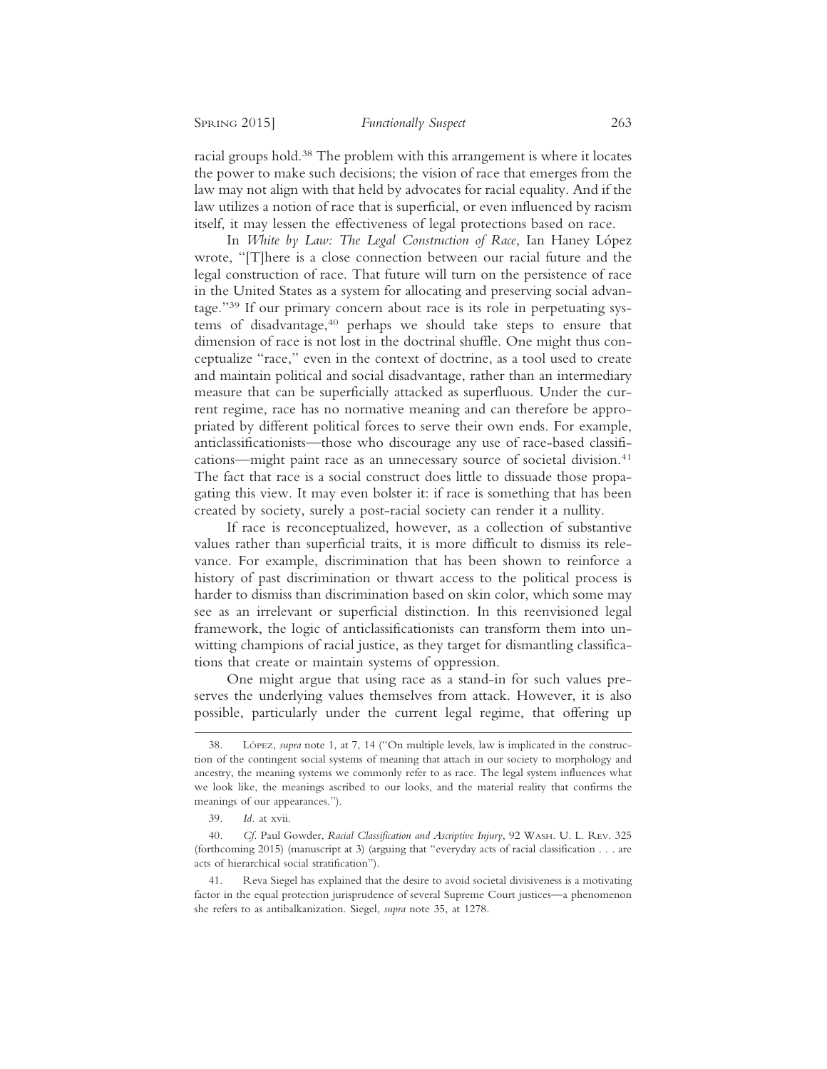racial groups hold.[38] The problem with this arrangement is where it locates the power to make such decisions; the vision of race that emerges from the law may not align with that held by advocates for racial equality. And if the law utilizes a notion of race that is superficial, or even influenced by racism itself, it may lessen the effectiveness of legal protections based on race.

In *White by Law: The Legal Construction of Race*, Ian Haney López wrote, "[T]here is a close connection between our racial future and the legal construction of race. That future will turn on the persistence of race in the United States as a system for allocating and preserving social advantage."[39] If our primary concern about race is its role in perpetuating systems of disadvantage,[40] perhaps we should take steps to ensure that dimension of race is not lost in the doctrinal shuffle. One might thus conceptualize "race," even in the context of doctrine, as a tool used to create and maintain political and social disadvantage, rather than an intermediary measure that can be superficially attacked as superfluous. Under the current regime, race has no normative meaning and can therefore be appropriated by different political forces to serve their own ends. For example, anticlassificationists—those who discourage any use of race-based classifications—might paint race as an unnecessary source of societal division.[41] The fact that race is a social construct does little to dissuade those propagating this view. It may even bolster it: if race is something that has been created by society, surely a post-racial society can render it a nullity.

If race is reconceptualized, however, as a collection of substantive values rather than superficial traits, it is more difficult to dismiss its relevance. For example, discrimination that has been shown to reinforce a history of past discrimination or thwart access to the political process is harder to dismiss than discrimination based on skin color, which some may see as an irrelevant or superficial distinction. In this reenvisioned legal framework, the logic of anticlassificationists can transform them into unwitting champions of racial justice, as they target for dismantling classifications that create or maintain systems of oppression.

One might argue that using race as a stand-in for such values preserves the underlying values themselves from attack. However, it is also possible, particularly under the current legal regime, that offering up

---

38. López, *supra* note 1, at 7, 14 ("On multiple levels, law is implicated in the construction of the contingent social systems of meaning that attach in our society to morphology and ancestry, the meaning systems we commonly refer to as race. The legal system influences what we look like, the meanings ascribed to our looks, and the material reality that confirms the meanings of our appearances.").

39. *Id.* at xvii.

40. *Cf.* Paul Gowder, *Racial Classification and Ascriptive Injury*, 92 Wash. U. L. Rev. 325 (forthcoming 2015) (manuscript at 3) (arguing that "everyday acts of racial classification . . . are acts of hierarchical social stratification").

41. Reva Siegel has explained that the desire to avoid societal divisiveness is a motivating factor in the equal protection jurisprudence of several Supreme Court justices—a phenomenon she refers to as antibalkanization. Siegel, *supra* note 35, at 1278.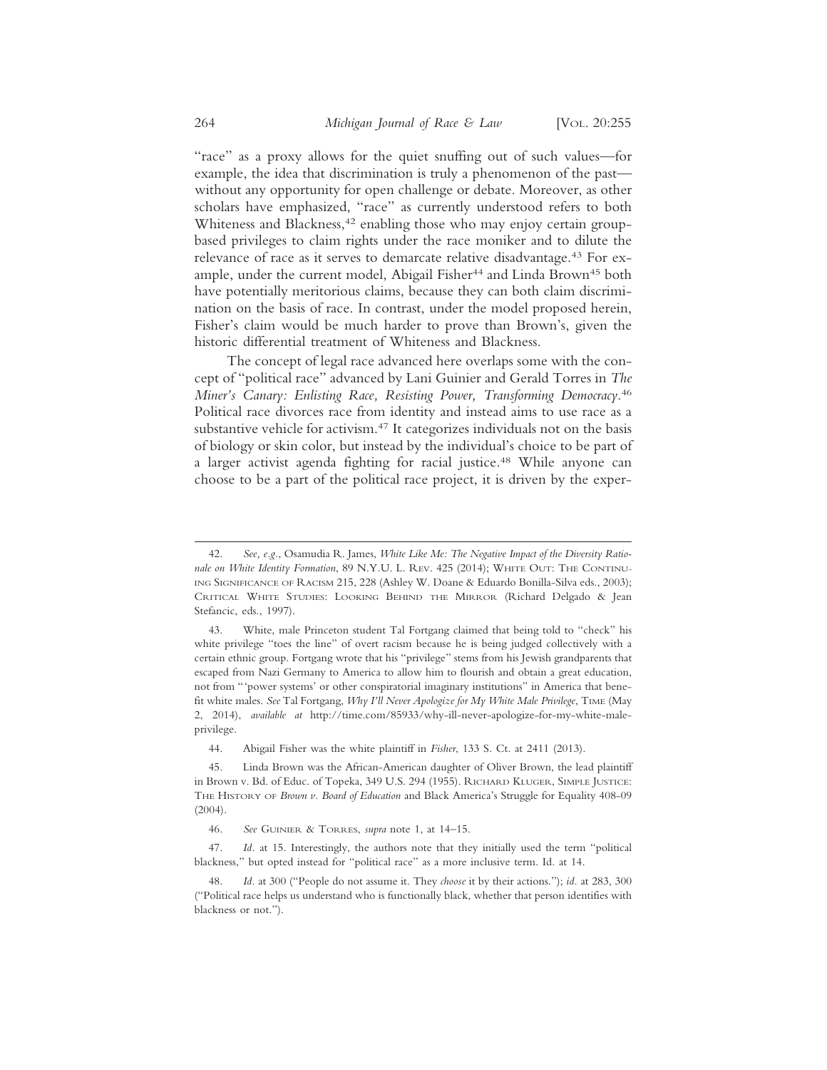"race" as a proxy allows for the quiet snuffing out of such values—for example, the idea that discrimination is truly a phenomenon of the past—without any opportunity for open challenge or debate. Moreover, as other scholars have emphasized, "race" as currently understood refers to both Whiteness and Blackness,[42] enabling those who may enjoy certain group-based privileges to claim rights under the race moniker and to dilute the relevance of race as it serves to demarcate relative disadvantage.[43] For example, under the current model, Abigail Fisher[44] and Linda Brown[45] both have potentially meritorious claims, because they can both claim discrimination on the basis of race. In contrast, under the model proposed herein, Fisher's claim would be much harder to prove than Brown's, given the historic differential treatment of Whiteness and Blackness.

The concept of legal race advanced here overlaps some with the concept of "political race" advanced by Lani Guinier and Gerald Torres in *The Miner's Canary: Enlisting Race, Resisting Power, Transforming Democracy*.[46] Political race divorces race from identity and instead aims to use race as a substantive vehicle for activism.[47] It categorizes individuals not on the basis of biology or skin color, but instead by the individual's choice to be part of a larger activist agenda fighting for racial justice.[48] While anyone can choose to be a part of the political race project, it is driven by the exper-

---

42. *See, e.g.*, Osamudia R. James, *White Like Me: The Negative Impact of the Diversity Rationale on White Identity Formation*, 89 N.Y.U. L. Rev. 425 (2014); White Out: The Continuing Significance of Racism 215, 228 (Ashley W. Doane & Eduardo Bonilla-Silva eds., 2003); Critical White Studies: Looking Behind the Mirror (Richard Delgado & Jean Stefancic, eds., 1997).

43. White, male Princeton student Tal Fortgang claimed that being told to "check" his white privilege "toes the line" of overt racism because he is being judged collectively with a certain ethnic group. Fortgang wrote that his "privilege" stems from his Jewish grandparents that escaped from Nazi Germany to America to allow him to flourish and obtain a great education, not from "'power systems' or other conspiratorial imaginary institutions" in America that benefit white males. *See* Tal Fortgang, *Why I'll Never Apologize for My White Male Privilege*, Time (May 2, 2014), *available at* http://time.com/85933/why-ill-never-apologize-for-my-white-male-privilege.

44. Abigail Fisher was the white plaintiff in *Fisher*, 133 S. Ct. at 2411 (2013).

45. Linda Brown was the African-American daughter of Oliver Brown, the lead plaintiff in Brown v. Bd. of Educ. of Topeka, 349 U.S. 294 (1955). Richard Kluger, Simple Justice: The History of *Brown v. Board of Education* and Black America's Struggle for Equality 408-09 (2004).

46. *See* Guinier & Torres, *supra* note 1, at 14–15.

47. *Id.* at 15. Interestingly, the authors note that they initially used the term "political blackness," but opted instead for "political race" as a more inclusive term. Id. at 14.

48. *Id.* at 300 ("People do not assume it. They *choose* it by their actions."); *id.* at 283, 300 ("Political race helps us understand who is functionally black, whether that person identifies with blackness or not.").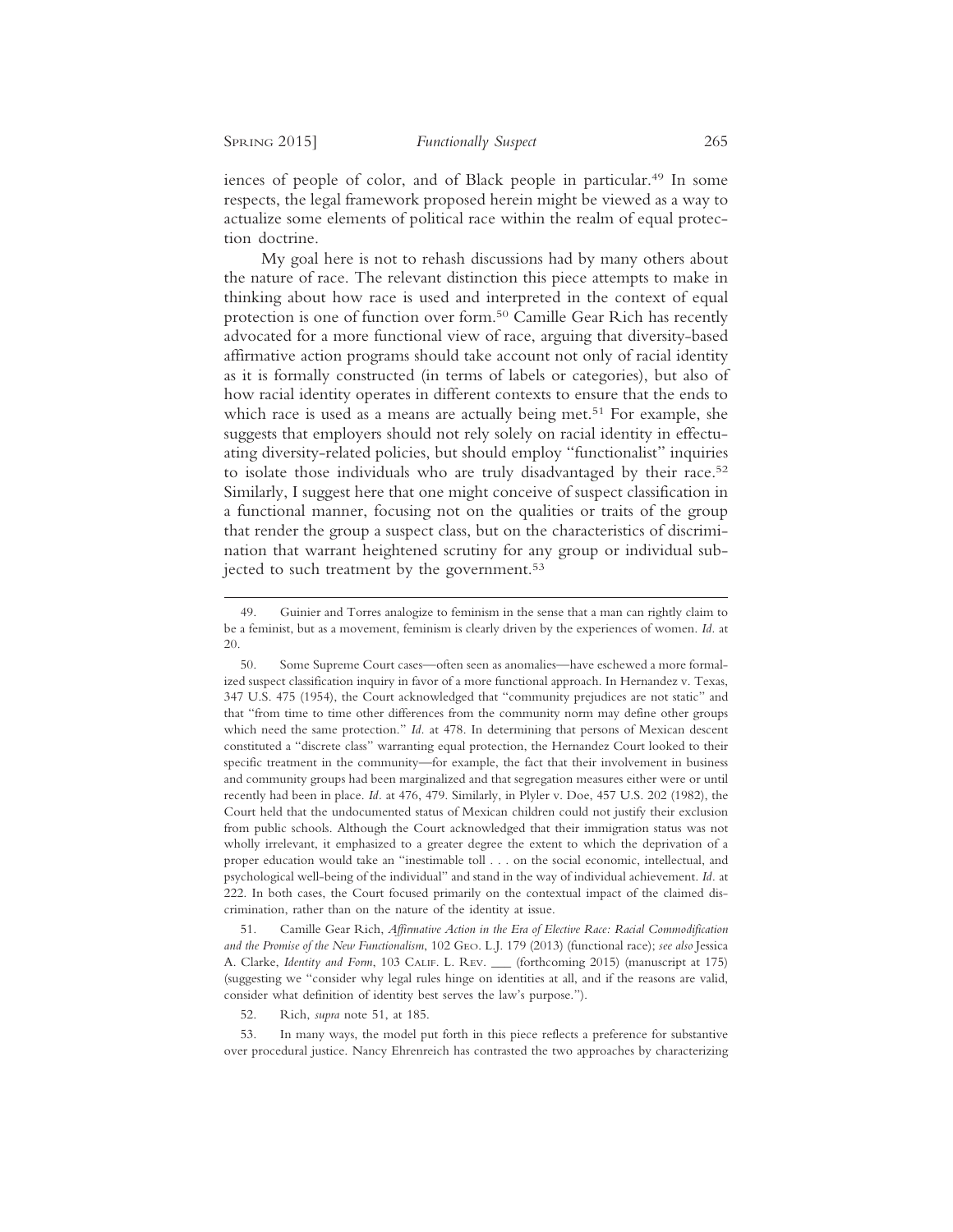iences of people of color, and of Black people in particular.[49] In some respects, the legal framework proposed herein might be viewed as a way to actualize some elements of political race within the realm of equal protection doctrine.

My goal here is not to rehash discussions had by many others about the nature of race. The relevant distinction this piece attempts to make in thinking about how race is used and interpreted in the context of equal protection is one of function over form.[50] Camille Gear Rich has recently advocated for a more functional view of race, arguing that diversity-based affirmative action programs should take account not only of racial identity as it is formally constructed (in terms of labels or categories), but also of how racial identity operates in different contexts to ensure that the ends to which race is used as a means are actually being met.[51] For example, she suggests that employers should not rely solely on racial identity in effectuating diversity-related policies, but should employ "functionalist" inquiries to isolate those individuals who are truly disadvantaged by their race.[52] Similarly, I suggest here that one might conceive of suspect classification in a functional manner, focusing not on the qualities or traits of the group that render the group a suspect class, but on the characteristics of discrimination that warrant heightened scrutiny for any group or individual subjected to such treatment by the government.[53]

---

49. Guinier and Torres analogize to feminism in the sense that a man can rightly claim to be a feminist, but as a movement, feminism is clearly driven by the experiences of women. *Id.* at 20.

50. Some Supreme Court cases—often seen as anomalies—have eschewed a more formalized suspect classification inquiry in favor of a more functional approach. In Hernandez v. Texas, 347 U.S. 475 (1954), the Court acknowledged that "community prejudices are not static" and that "from time to time other differences from the community norm may define other groups which need the same protection." *Id.* at 478. In determining that persons of Mexican descent constituted a "discrete class" warranting equal protection, the Hernandez Court looked to their specific treatment in the community—for example, the fact that their involvement in business and community groups had been marginalized and that segregation measures either were or until recently had been in place. *Id.* at 476, 479. Similarly, in Plyler v. Doe, 457 U.S. 202 (1982), the Court held that the undocumented status of Mexican children could not justify their exclusion from public schools. Although the Court acknowledged that their immigration status was not wholly irrelevant, it emphasized to a greater degree the extent to which the deprivation of a proper education would take an "inestimable toll . . . on the social economic, intellectual, and psychological well-being of the individual" and stand in the way of individual achievement. *Id.* at 222. In both cases, the Court focused primarily on the contextual impact of the claimed discrimination, rather than on the nature of the identity at issue.

51. Camille Gear Rich, *Affirmative Action in the Era of Elective Race: Racial Commodification and the Promise of the New Functionalism*, 102 Geo. L.J. 179 (2013) (functional race); *see also* Jessica A. Clarke, *Identity and Form*, 103 Calif. L. Rev. ___ (forthcoming 2015) (manuscript at 175) (suggesting we "consider why legal rules hinge on identities at all, and if the reasons are valid, consider what definition of identity best serves the law's purpose.").

52. Rich, *supra* note 51, at 185.

53. In many ways, the model put forth in this piece reflects a preference for substantive over procedural justice. Nancy Ehrenreich has contrasted the two approaches by characterizing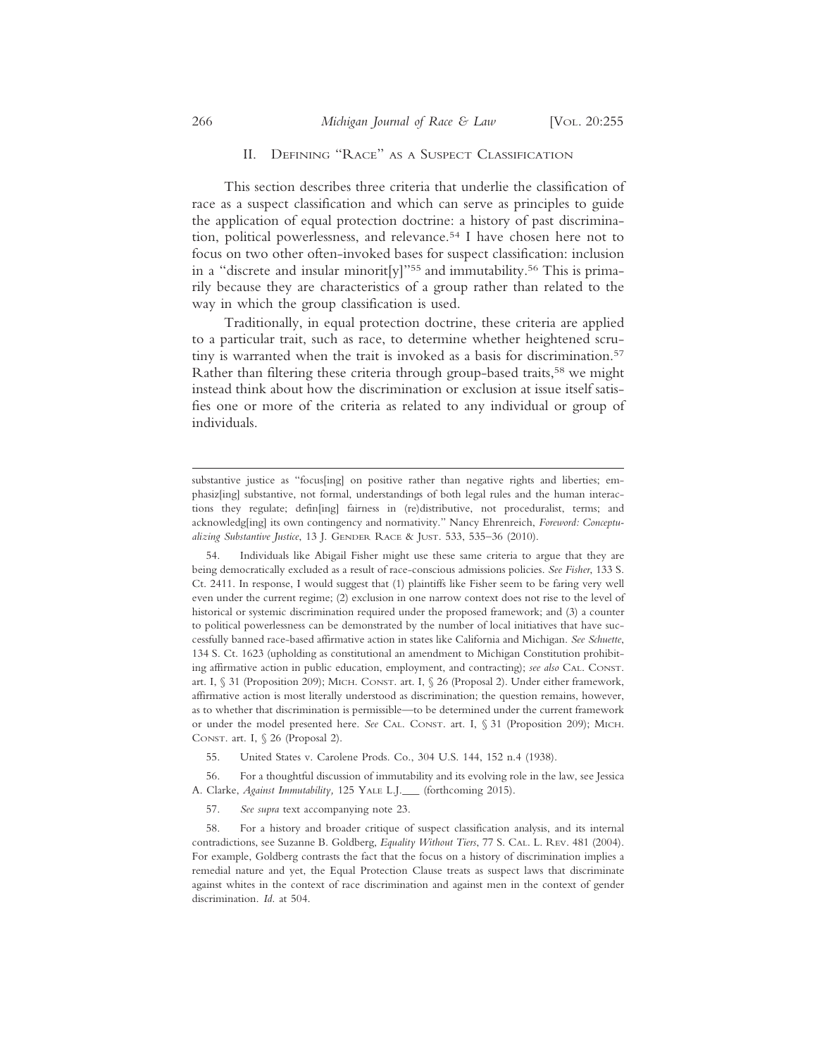## II. Defining "Race" as a Suspect Classification

This section describes three criteria that underlie the classification of race as a suspect classification and which can serve as principles to guide the application of equal protection doctrine: a history of past discrimination, political powerlessness, and relevance.[54] I have chosen here not to focus on two other often-invoked bases for suspect classification: inclusion in a "discrete and insular minorit[y]"[55] and immutability.[56] This is primarily because they are characteristics of a group rather than related to the way in which the group classification is used.

Traditionally, in equal protection doctrine, these criteria are applied to a particular trait, such as race, to determine whether heightened scrutiny is warranted when the trait is invoked as a basis for discrimination.[57] Rather than filtering these criteria through group-based traits,[58] we might instead think about how the discrimination or exclusion at issue itself satisfies one or more of the criteria as related to any individual or group of individuals.

---

substantive justice as "focus[ing] on positive rather than negative rights and liberties; emphasiz[ing] substantive, not formal, understandings of both legal rules and the human interactions they regulate; defin[ing] fairness in (re)distributive, not proceduralist, terms; and acknowledg[ing] its own contingency and normativity." Nancy Ehrenreich, *Foreword: Conceptualizing Substantive Justice*, 13 J. Gender Race & Just. 533, 535–36 (2010).

54. Individuals like Abigail Fisher might use these same criteria to argue that they are being democratically excluded as a result of race-conscious admissions policies. *See Fisher*, 133 S. Ct. 2411. In response, I would suggest that (1) plaintiffs like Fisher seem to be faring very well even under the current regime; (2) exclusion in one narrow context does not rise to the level of historical or systemic discrimination required under the proposed framework; and (3) a counter to political powerlessness can be demonstrated by the number of local initiatives that have successfully banned race-based affirmative action in states like California and Michigan. *See Schuette*, 134 S. Ct. 1623 (upholding as constitutional an amendment to Michigan Constitution prohibiting affirmative action in public education, employment, and contracting); *see also* Cal. Const. art. I, § 31 (Proposition 209); Mich. Const. art. I, § 26 (Proposal 2). Under either framework, affirmative action is most literally understood as discrimination; the question remains, however, as to whether that discrimination is permissible—to be determined under the current framework or under the model presented here. *See* Cal. Const. art. I, § 31 (Proposition 209); Mich. Const. art. I, § 26 (Proposal 2).

55. United States v. Carolene Prods. Co., 304 U.S. 144, 152 n.4 (1938).

56. For a thoughtful discussion of immutability and its evolving role in the law, see Jessica A. Clarke, *Against Immutability,* 125 Yale L.J.___ (forthcoming 2015).

57. *See supra* text accompanying note 23.

58. For a history and broader critique of suspect classification analysis, and its internal contradictions, see Suzanne B. Goldberg, *Equality Without Tiers*, 77 S. Cal. L. Rev. 481 (2004). For example, Goldberg contrasts the fact that the focus on a history of discrimination implies a remedial nature and yet, the Equal Protection Clause treats as suspect laws that discriminate against whites in the context of race discrimination and against men in the context of gender discrimination. *Id.* at 504.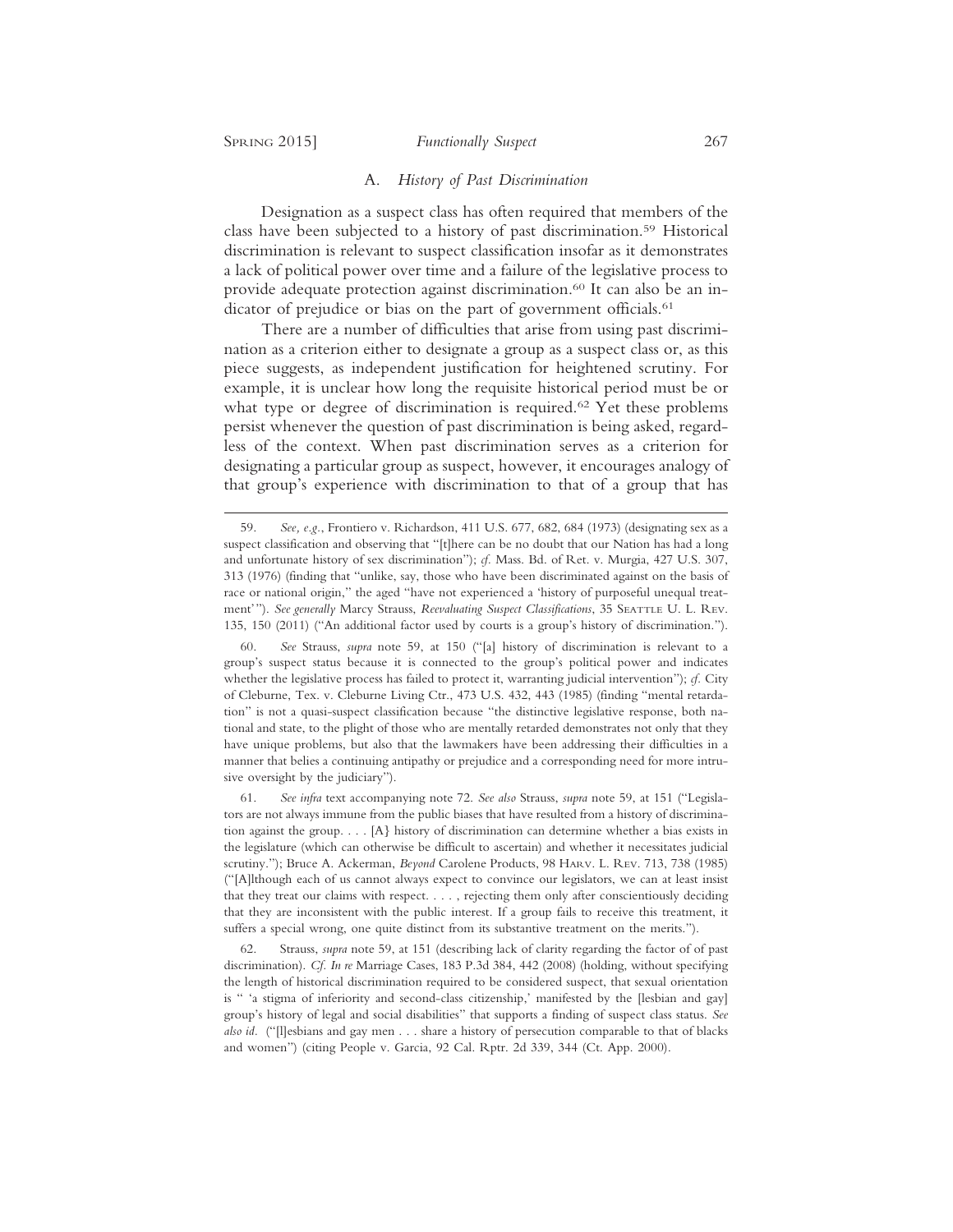### A. *History of Past Discrimination*

Designation as a suspect class has often required that members of the class have been subjected to a history of past discrimination.[59] Historical discrimination is relevant to suspect classification insofar as it demonstrates a lack of political power over time and a failure of the legislative process to provide adequate protection against discrimination.[60] It can also be an indicator of prejudice or bias on the part of government officials.[61]

There are a number of difficulties that arise from using past discrimination as a criterion either to designate a group as a suspect class or, as this piece suggests, as independent justification for heightened scrutiny. For example, it is unclear how long the requisite historical period must be or what type or degree of discrimination is required.[62] Yet these problems persist whenever the question of past discrimination is being asked, regardless of the context. When past discrimination serves as a criterion for designating a particular group as suspect, however, it encourages analogy of that group's experience with discrimination to that of a group that has

---

59. *See, e.g.*, Frontiero v. Richardson, 411 U.S. 677, 682, 684 (1973) (designating sex as a suspect classification and observing that "[t]here can be no doubt that our Nation has had a long and unfortunate history of sex discrimination"); *cf.* Mass. Bd. of Ret. v. Murgia, 427 U.S. 307, 313 (1976) (finding that "unlike, say, those who have been discriminated against on the basis of race or national origin," the aged "have not experienced a 'history of purposeful unequal treatment'"). *See generally* Marcy Strauss, *Reevaluating Suspect Classifications*, 35 Seattle U. L. Rev. 135, 150 (2011) ("An additional factor used by courts is a group's history of discrimination.").

60. *See* Strauss, *supra* note 59, at 150 ("[a] history of discrimination is relevant to a group's suspect status because it is connected to the group's political power and indicates whether the legislative process has failed to protect it, warranting judicial intervention"); *cf.* City of Cleburne, Tex. v. Cleburne Living Ctr., 473 U.S. 432, 443 (1985) (finding "mental retardation" is not a quasi-suspect classification because "the distinctive legislative response, both national and state, to the plight of those who are mentally retarded demonstrates not only that they have unique problems, but also that the lawmakers have been addressing their difficulties in a manner that belies a continuing antipathy or prejudice and a corresponding need for more intrusive oversight by the judiciary").

61. *See infra* text accompanying note 72. *See also* Strauss, *supra* note 59, at 151 ("Legislators are not always immune from the public biases that have resulted from a history of discrimination against the group. . . . [A} history of discrimination can determine whether a bias exists in the legislature (which can otherwise be difficult to ascertain) and whether it necessitates judicial scrutiny."); Bruce A. Ackerman, *Beyond* Carolene Products, 98 Harv. L. Rev. 713, 738 (1985) ("[A]lthough each of us cannot always expect to convince our legislators, we can at least insist that they treat our claims with respect. . . . , rejecting them only after conscientiously deciding that they are inconsistent with the public interest. If a group fails to receive this treatment, it suffers a special wrong, one quite distinct from its substantive treatment on the merits.").

62. Strauss, *supra* note 59, at 151 (describing lack of clarity regarding the factor of of past discrimination). *Cf. In re* Marriage Cases, 183 P.3d 384, 442 (2008) (holding, without specifying the length of historical discrimination required to be considered suspect, that sexual orientation is " 'a stigma of inferiority and second-class citizenship,' manifested by the [lesbian and gay] group's history of legal and social disabilities" that supports a finding of suspect class status. *See also id.* ("[l]esbians and gay men . . . share a history of persecution comparable to that of blacks and women") (citing People v. Garcia, 92 Cal. Rptr. 2d 339, 344 (Ct. App. 2000).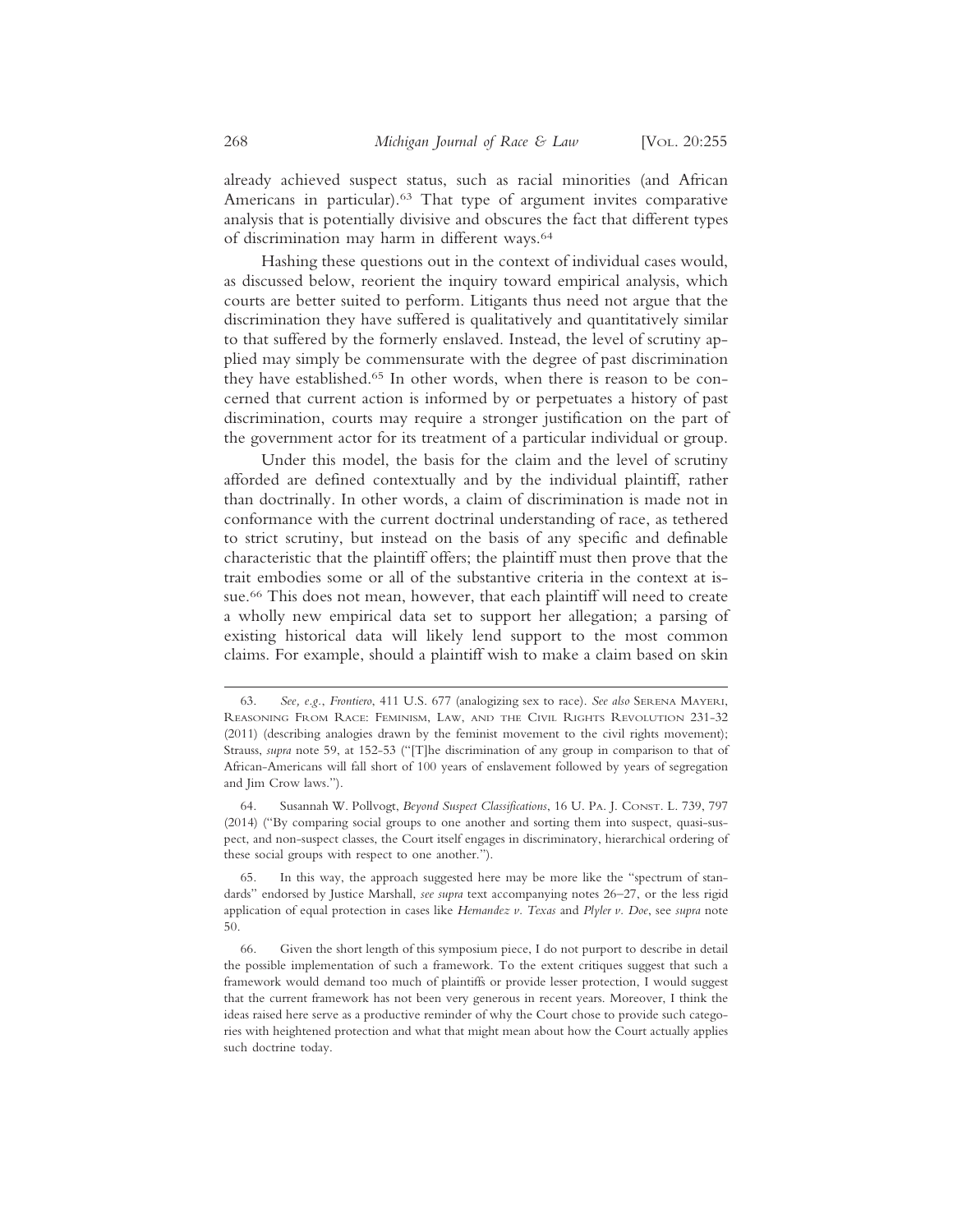already achieved suspect status, such as racial minorities (and African Americans in particular).[63] That type of argument invites comparative analysis that is potentially divisive and obscures the fact that different types of discrimination may harm in different ways.[64]

Hashing these questions out in the context of individual cases would, as discussed below, reorient the inquiry toward empirical analysis, which courts are better suited to perform. Litigants thus need not argue that the discrimination they have suffered is qualitatively and quantitatively similar to that suffered by the formerly enslaved. Instead, the level of scrutiny applied may simply be commensurate with the degree of past discrimination they have established.[65] In other words, when there is reason to be concerned that current action is informed by or perpetuates a history of past discrimination, courts may require a stronger justification on the part of the government actor for its treatment of a particular individual or group.

Under this model, the basis for the claim and the level of scrutiny afforded are defined contextually and by the individual plaintiff, rather than doctrinally. In other words, a claim of discrimination is made not in conformance with the current doctrinal understanding of race, as tethered to strict scrutiny, but instead on the basis of any specific and definable characteristic that the plaintiff offers; the plaintiff must then prove that the trait embodies some or all of the substantive criteria in the context at issue.[66] This does not mean, however, that each plaintiff will need to create a wholly new empirical data set to support her allegation; a parsing of existing historical data will likely lend support to the most common claims. For example, should a plaintiff wish to make a claim based on skin

---

63. *See, e.g.*, *Frontiero*, 411 U.S. 677 (analogizing sex to race). *See also* Serena Mayeri, Reasoning From Race: Feminism, Law, and the Civil Rights Revolution 231-32 (2011) (describing analogies drawn by the feminist movement to the civil rights movement); Strauss, *supra* note 59, at 152-53 ("[T]he discrimination of any group in comparison to that of African-Americans will fall short of 100 years of enslavement followed by years of segregation and Jim Crow laws.").

64. Susannah W. Pollvogt, *Beyond Suspect Classifications*, 16 U. Pa. J. Const. L. 739, 797 (2014) ("By comparing social groups to one another and sorting them into suspect, quasi-suspect, and non-suspect classes, the Court itself engages in discriminatory, hierarchical ordering of these social groups with respect to one another.").

65. In this way, the approach suggested here may be more like the "spectrum of standards" endorsed by Justice Marshall, *see supra* text accompanying notes 26–27, or the less rigid application of equal protection in cases like *Hernandez v. Texas* and *Plyler v. Doe*, see *supra* note 50.

66. Given the short length of this symposium piece, I do not purport to describe in detail the possible implementation of such a framework. To the extent critiques suggest that such a framework would demand too much of plaintiffs or provide lesser protection, I would suggest that the current framework has not been very generous in recent years. Moreover, I think the ideas raised here serve as a productive reminder of why the Court chose to provide such categories with heightened protection and what that might mean about how the Court actually applies such doctrine today.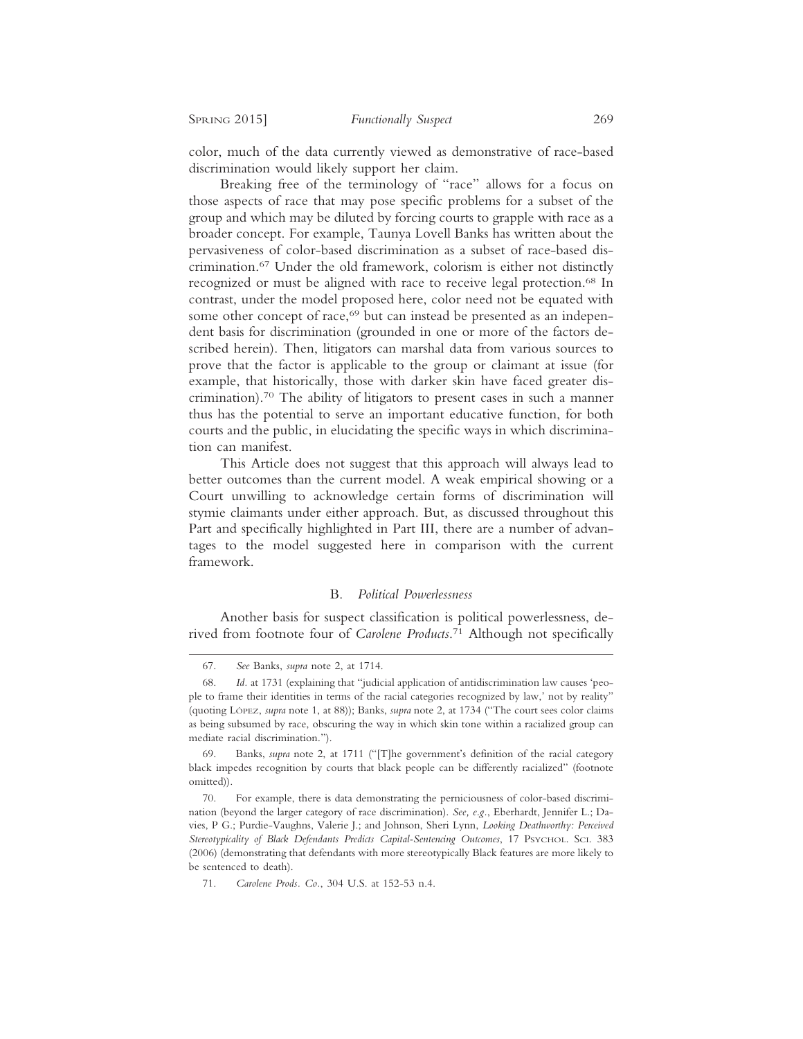color, much of the data currently viewed as demonstrative of race-based discrimination would likely support her claim.

Breaking free of the terminology of "race" allows for a focus on those aspects of race that may pose specific problems for a subset of the group and which may be diluted by forcing courts to grapple with race as a broader concept. For example, Taunya Lovell Banks has written about the pervasiveness of color-based discrimination as a subset of race-based discrimination.[67] Under the old framework, colorism is either not distinctly recognized or must be aligned with race to receive legal protection.[68] In contrast, under the model proposed here, color need not be equated with some other concept of race,[69] but can instead be presented as an independent basis for discrimination (grounded in one or more of the factors described herein). Then, litigators can marshal data from various sources to prove that the factor is applicable to the group or claimant at issue (for example, that historically, those with darker skin have faced greater discrimination).[70] The ability of litigators to present cases in such a manner thus has the potential to serve an important educative function, for both courts and the public, in elucidating the specific ways in which discrimination can manifest.

This Article does not suggest that this approach will always lead to better outcomes than the current model. A weak empirical showing or a Court unwilling to acknowledge certain forms of discrimination will stymie claimants under either approach. But, as discussed throughout this Part and specifically highlighted in Part III, there are a number of advantages to the model suggested here in comparison with the current framework.

### B. *Political Powerlessness*

Another basis for suspect classification is political powerlessness, derived from footnote four of *Carolene Products*.[71] Although not specifically

---

67. *See* Banks, *supra* note 2, at 1714.

68. *Id*. at 1731 (explaining that "judicial application of antidiscrimination law causes 'people to frame their identities in terms of the racial categories recognized by law,' not by reality" (quoting LÓPEZ, *supra* note 1, at 88)); Banks, *supra* note 2, at 1734 ("The court sees color claims as being subsumed by race, obscuring the way in which skin tone within a racialized group can mediate racial discrimination.").

69. Banks, *supra* note 2, at 1711 ("[T]he government's definition of the racial category black impedes recognition by courts that black people can be differently racialized" (footnote omitted)).

70. For example, there is data demonstrating the perniciousness of color-based discrimination (beyond the larger category of race discrimination). *See, e.g.*, Eberhardt, Jennifer L.; Davies, P G.; Purdie-Vaughns, Valerie J.; and Johnson, Sheri Lynn, *Looking Deathworthy: Perceived Stereotypicality of Black Defendants Predicts Capital-Sentencing Outcomes*, 17 PSYCHOL. SCI. 383 (2006) (demonstrating that defendants with more stereotypically Black features are more likely to be sentenced to death).

71. *Carolene Prods. Co.*, 304 U.S. at 152-53 n.4.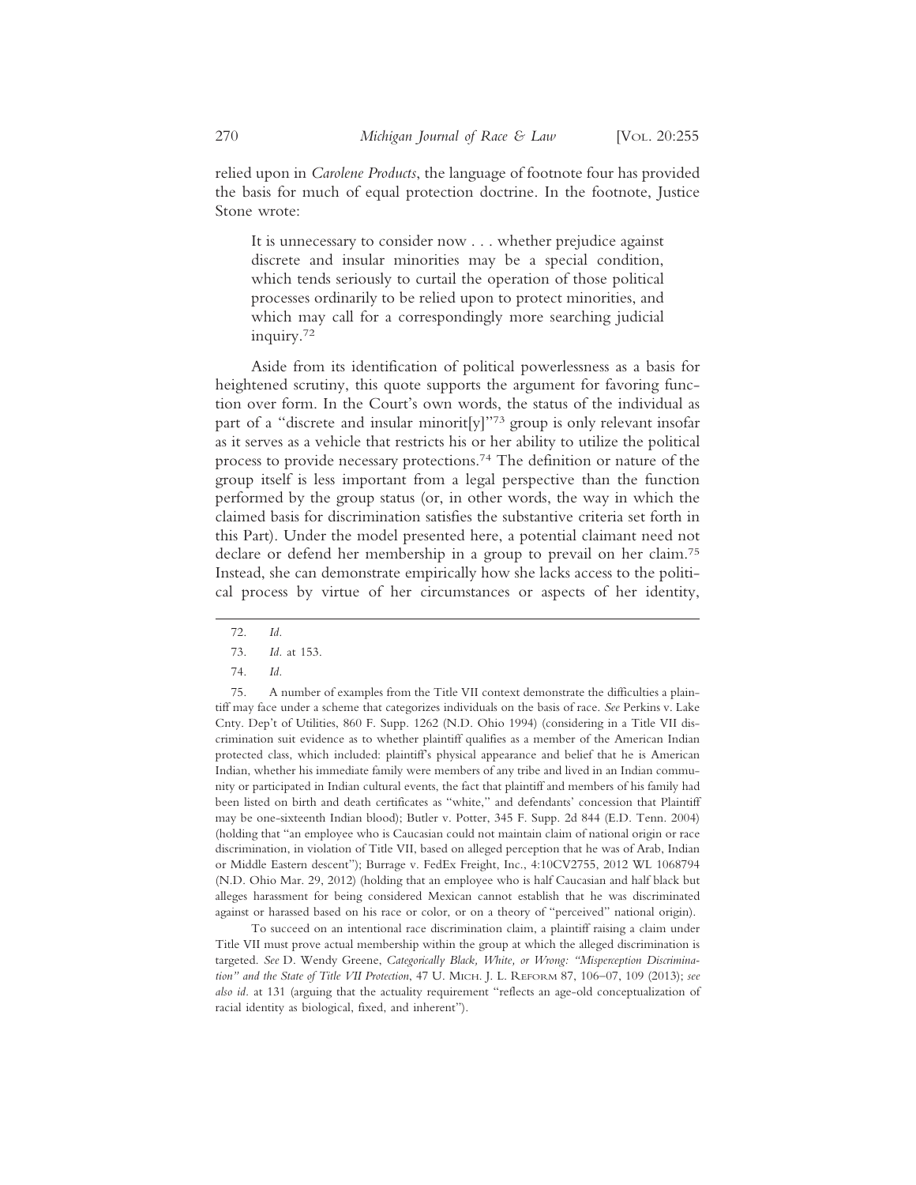relied upon in *Carolene Products*, the language of footnote four has provided the basis for much of equal protection doctrine. In the footnote, Justice Stone wrote:

> It is unnecessary to consider now . . . whether prejudice against discrete and insular minorities may be a special condition, which tends seriously to curtail the operation of those political processes ordinarily to be relied upon to protect minorities, and which may call for a correspondingly more searching judicial inquiry.[72]

Aside from its identification of political powerlessness as a basis for heightened scrutiny, this quote supports the argument for favoring function over form. In the Court's own words, the status of the individual as part of a "discrete and insular minorit[y]"[73] group is only relevant insofar as it serves as a vehicle that restricts his or her ability to utilize the political process to provide necessary protections.[74] The definition or nature of the group itself is less important from a legal perspective than the function performed by the group status (or, in other words, the way in which the claimed basis for discrimination satisfies the substantive criteria set forth in this Part). Under the model presented here, a potential claimant need not declare or defend her membership in a group to prevail on her claim.[75] Instead, she can demonstrate empirically how she lacks access to the political process by virtue of her circumstances or aspects of her identity,

---

72. *Id.*

73. *Id.* at 153.

74. *Id.*

75. A number of examples from the Title VII context demonstrate the difficulties a plaintiff may face under a scheme that categorizes individuals on the basis of race. *See* Perkins v. Lake Cnty. Dep't of Utilities, 860 F. Supp. 1262 (N.D. Ohio 1994) (considering in a Title VII discrimination suit evidence as to whether plaintiff qualifies as a member of the American Indian protected class, which included: plaintiff's physical appearance and belief that he is American Indian, whether his immediate family were members of any tribe and lived in an Indian community or participated in Indian cultural events, the fact that plaintiff and members of his family had been listed on birth and death certificates as "white," and defendants' concession that Plaintiff may be one-sixteenth Indian blood); Butler v. Potter, 345 F. Supp. 2d 844 (E.D. Tenn. 2004) (holding that "an employee who is Caucasian could not maintain claim of national origin or race discrimination, in violation of Title VII, based on alleged perception that he was of Arab, Indian or Middle Eastern descent"); Burrage v. FedEx Freight, Inc., 4:10CV2755, 2012 WL 1068794 (N.D. Ohio Mar. 29, 2012) (holding that an employee who is half Caucasian and half black but alleges harassment for being considered Mexican cannot establish that he was discriminated against or harassed based on his race or color, or on a theory of "perceived" national origin).

To succeed on an intentional race discrimination claim, a plaintiff raising a claim under Title VII must prove actual membership within the group at which the alleged discrimination is targeted. *See* D. Wendy Greene, *Categorically Black, White, or Wrong: "Misperception Discrimination" and the State of Title VII Protection*, 47 U. Mich. J. L. Reform 87, 106–07, 109 (2013); *see also id.* at 131 (arguing that the actuality requirement "reflects an age-old conceptualization of racial identity as biological, fixed, and inherent").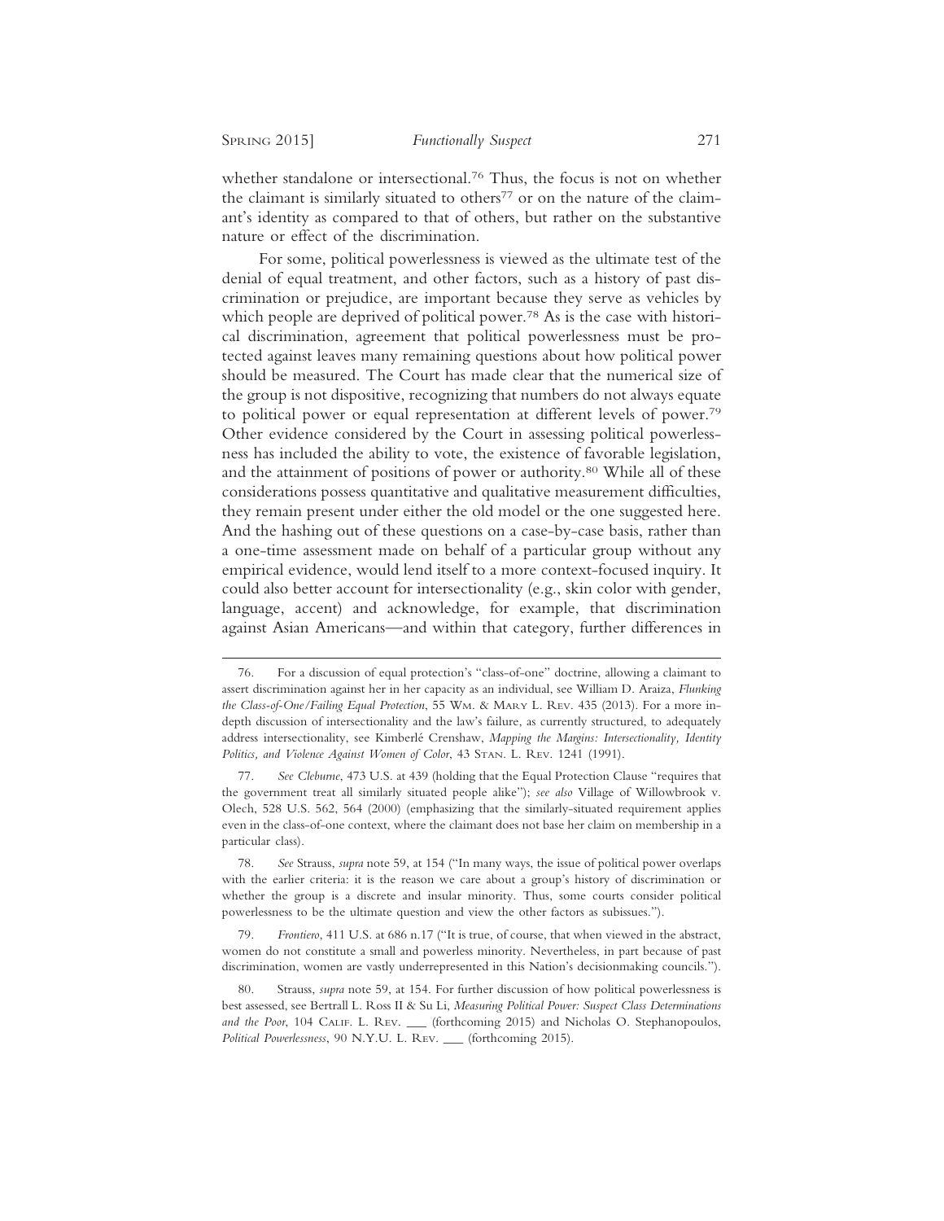whether standalone or intersectional.[76] Thus, the focus is not on whether the claimant is similarly situated to others[77] or on the nature of the claimant's identity as compared to that of others, but rather on the substantive nature or effect of the discrimination.

For some, political powerlessness is viewed as the ultimate test of the denial of equal treatment, and other factors, such as a history of past discrimination or prejudice, are important because they serve as vehicles by which people are deprived of political power.[78] As is the case with historical discrimination, agreement that political powerlessness must be protected against leaves many remaining questions about how political power should be measured. The Court has made clear that the numerical size of the group is not dispositive, recognizing that numbers do not always equate to political power or equal representation at different levels of power.[79] Other evidence considered by the Court in assessing political powerlessness has included the ability to vote, the existence of favorable legislation, and the attainment of positions of power or authority.[80] While all of these considerations possess quantitative and qualitative measurement difficulties, they remain present under either the old model or the one suggested here. And the hashing out of these questions on a case-by-case basis, rather than a one-time assessment made on behalf of a particular group without any empirical evidence, would lend itself to a more context-focused inquiry. It could also better account for intersectionality (e.g., skin color with gender, language, accent) and acknowledge, for example, that discrimination against Asian Americans—and within that category, further differences in

---

76. For a discussion of equal protection's "class-of-one" doctrine, allowing a claimant to assert discrimination against her in her capacity as an individual, see William D. Araiza, *Flunking the Class-of-One/Failing Equal Protection*, 55 Wm. & Mary L. Rev. 435 (2013). For a more in-depth discussion of intersectionality and the law's failure, as currently structured, to adequately address intersectionality, see Kimberlé Crenshaw, *Mapping the Margins: Intersectionality, Identity Politics, and Violence Against Women of Color*, 43 Stan. L. Rev. 1241 (1991).

77. *See Cleburne*, 473 U.S. at 439 (holding that the Equal Protection Clause "requires that the government treat all similarly situated people alike"); *see also* Village of Willowbrook v. Olech, 528 U.S. 562, 564 (2000) (emphasizing that the similarly-situated requirement applies even in the class-of-one context, where the claimant does not base her claim on membership in a particular class).

78. *See* Strauss, *supra* note 59, at 154 ("In many ways, the issue of political power overlaps with the earlier criteria: it is the reason we care about a group's history of discrimination or whether the group is a discrete and insular minority. Thus, some courts consider political powerlessness to be the ultimate question and view the other factors as subissues.").

79. *Frontiero*, 411 U.S. at 686 n.17 ("It is true, of course, that when viewed in the abstract, women do not constitute a small and powerless minority. Nevertheless, in part because of past discrimination, women are vastly underrepresented in this Nation's decisionmaking councils.").

80. Strauss, *supra* note 59, at 154. For further discussion of how political powerlessness is best assessed, see Bertrall L. Ross II & Su Li, *Measuring Political Power: Suspect Class Determinations and the Poor*, 104 Calif. L. Rev. ___ (forthcoming 2015) and Nicholas O. Stephanopoulos, *Political Powerlessness*, 90 N.Y.U. L. Rev. ___ (forthcoming 2015).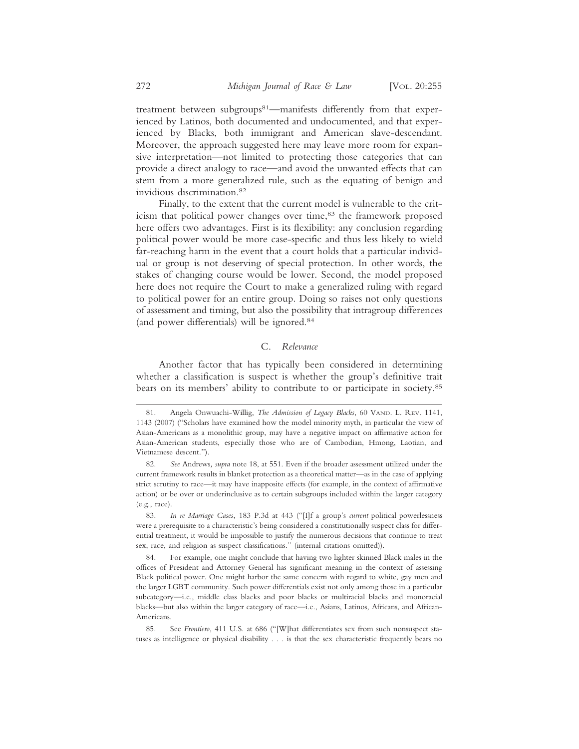treatment between subgroups[81]—manifests differently from that experienced by Latinos, both documented and undocumented, and that experienced by Blacks, both immigrant and American slave-descendant. Moreover, the approach suggested here may leave more room for expansive interpretation—not limited to protecting those categories that can provide a direct analogy to race—and avoid the unwanted effects that can stem from a more generalized rule, such as the equating of benign and invidious discrimination.[82]

Finally, to the extent that the current model is vulnerable to the criticism that political power changes over time,[83] the framework proposed here offers two advantages. First is its flexibility: any conclusion regarding political power would be more case-specific and thus less likely to wield far-reaching harm in the event that a court holds that a particular individual or group is not deserving of special protection. In other words, the stakes of changing course would be lower. Second, the model proposed here does not require the Court to make a generalized ruling with regard to political power for an entire group. Doing so raises not only questions of assessment and timing, but also the possibility that intragroup differences (and power differentials) will be ignored.[84]

### C. *Relevance*

Another factor that has typically been considered in determining whether a classification is suspect is whether the group's definitive trait bears on its members' ability to contribute to or participate in society.[85]

---

81. Angela Onwuachi-Willig, *The Admission of Legacy Blacks*, 60 VAND. L. REV. 1141, 1143 (2007) ("Scholars have examined how the model minority myth, in particular the view of Asian-Americans as a monolithic group, may have a negative impact on affirmative action for Asian-American students, especially those who are of Cambodian, Hmong, Laotian, and Vietnamese descent.").

82. *See* Andrews*, supra* note 18, at 551. Even if the broader assessment utilized under the current framework results in blanket protection as a theoretical matter—as in the case of applying strict scrutiny to race—it may have inapposite effects (for example, in the context of affirmative action) or be over or underinclusive as to certain subgroups included within the larger category (e.g., race).

83. *In re Marriage Cases*, 183 P.3d at 443 ("[I]f a group's *current* political powerlessness were a prerequisite to a characteristic's being considered a constitutionally suspect class for differential treatment, it would be impossible to justify the numerous decisions that continue to treat sex, race, and religion as suspect classifications." (internal citations omitted)).

84. For example, one might conclude that having two lighter skinned Black males in the offices of President and Attorney General has significant meaning in the context of assessing Black political power. One might harbor the same concern with regard to white, gay men and the larger LGBT community. Such power differentials exist not only among those in a particular subcategory—i.e., middle class blacks and poor blacks or multiracial blacks and monoracial blacks—but also within the larger category of race—i.e., Asians, Latinos, Africans, and African-Americans.

85. See *Frontiero*, 411 U.S. at 686 ("[W]hat differentiates sex from such nonsuspect statuses as intelligence or physical disability . . . is that the sex characteristic frequently bears no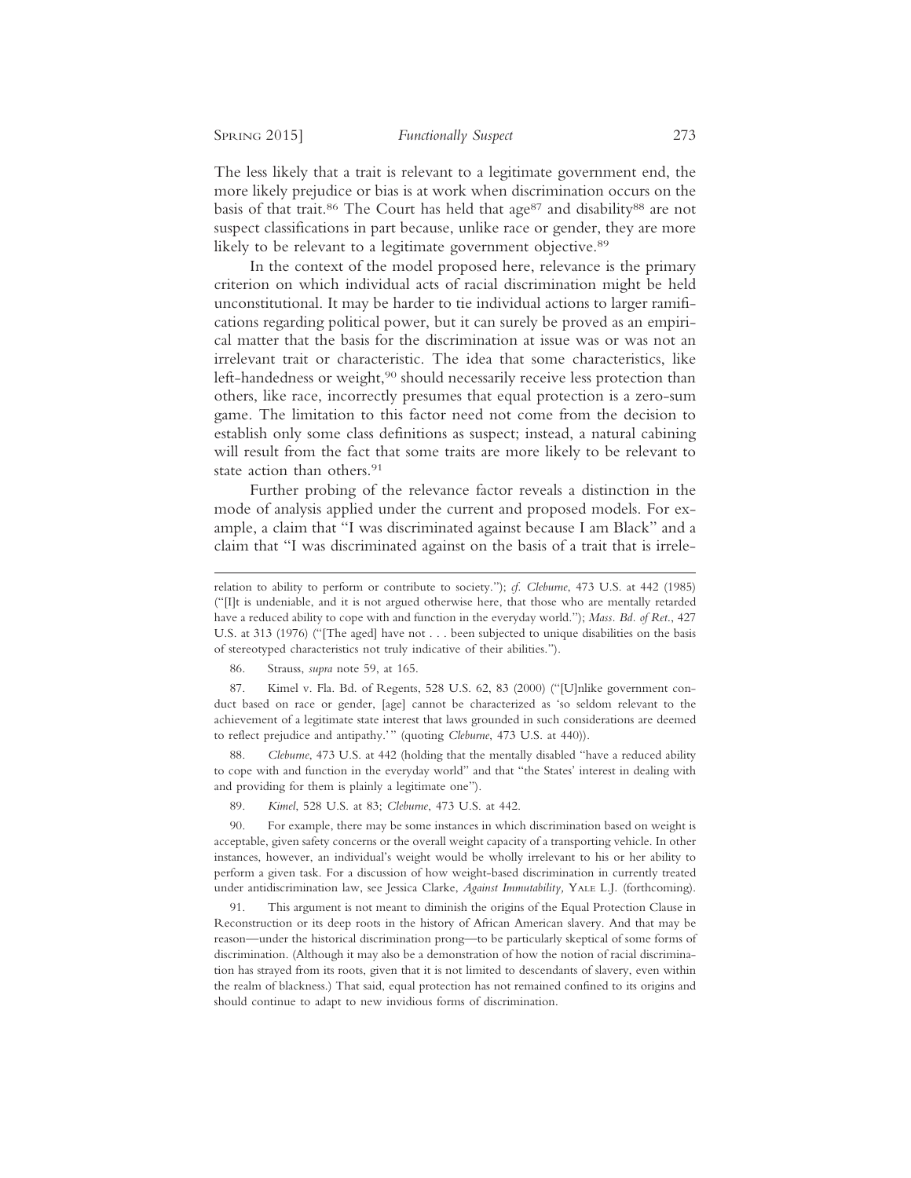The less likely that a trait is relevant to a legitimate government end, the more likely prejudice or bias is at work when discrimination occurs on the basis of that trait.[86] The Court has held that age[87] and disability[88] are not suspect classifications in part because, unlike race or gender, they are more likely to be relevant to a legitimate government objective.[89]

In the context of the model proposed here, relevance is the primary criterion on which individual acts of racial discrimination might be held unconstitutional. It may be harder to tie individual actions to larger ramifications regarding political power, but it can surely be proved as an empirical matter that the basis for the discrimination at issue was or was not an irrelevant trait or characteristic. The idea that some characteristics, like left-handedness or weight,[90] should necessarily receive less protection than others, like race, incorrectly presumes that equal protection is a zero-sum game. The limitation to this factor need not come from the decision to establish only some class definitions as suspect; instead, a natural cabining will result from the fact that some traits are more likely to be relevant to state action than others.[91]

Further probing of the relevance factor reveals a distinction in the mode of analysis applied under the current and proposed models. For example, a claim that "I was discriminated against because I am Black" and a claim that "I was discriminated against on the basis of a trait that is irrele-

---

relation to ability to perform or contribute to society."); *cf. Cleburne*, 473 U.S. at 442 (1985) ("[I]t is undeniable, and it is not argued otherwise here, that those who are mentally retarded have a reduced ability to cope with and function in the everyday world."); *Mass. Bd. of Ret.*, 427 U.S. at 313 (1976) ("[The aged] have not . . . been subjected to unique disabilities on the basis of stereotyped characteristics not truly indicative of their abilities.").

86. Strauss, *supra* note 59, at 165.

87. Kimel v. Fla. Bd. of Regents, 528 U.S. 62, 83 (2000) ("[U]nlike government conduct based on race or gender, [age] cannot be characterized as 'so seldom relevant to the achievement of a legitimate state interest that laws grounded in such considerations are deemed to reflect prejudice and antipathy.'" (quoting *Cleburne*, 473 U.S. at 440)).

88. *Cleburne*, 473 U.S. at 442 (holding that the mentally disabled "have a reduced ability to cope with and function in the everyday world" and that "the States' interest in dealing with and providing for them is plainly a legitimate one").

89. *Kimel*, 528 U.S. at 83; *Cleburne*, 473 U.S. at 442.

90. For example, there may be some instances in which discrimination based on weight is acceptable, given safety concerns or the overall weight capacity of a transporting vehicle. In other instances, however, an individual's weight would be wholly irrelevant to his or her ability to perform a given task. For a discussion of how weight-based discrimination in currently treated under antidiscrimination law, see Jessica Clarke, *Against Immutability,* YALE L.J. (forthcoming).

91. This argument is not meant to diminish the origins of the Equal Protection Clause in Reconstruction or its deep roots in the history of African American slavery. And that may be reason—under the historical discrimination prong—to be particularly skeptical of some forms of discrimination. (Although it may also be a demonstration of how the notion of racial discrimination has strayed from its roots, given that it is not limited to descendants of slavery, even within the realm of blackness.) That said, equal protection has not remained confined to its origins and should continue to adapt to new invidious forms of discrimination.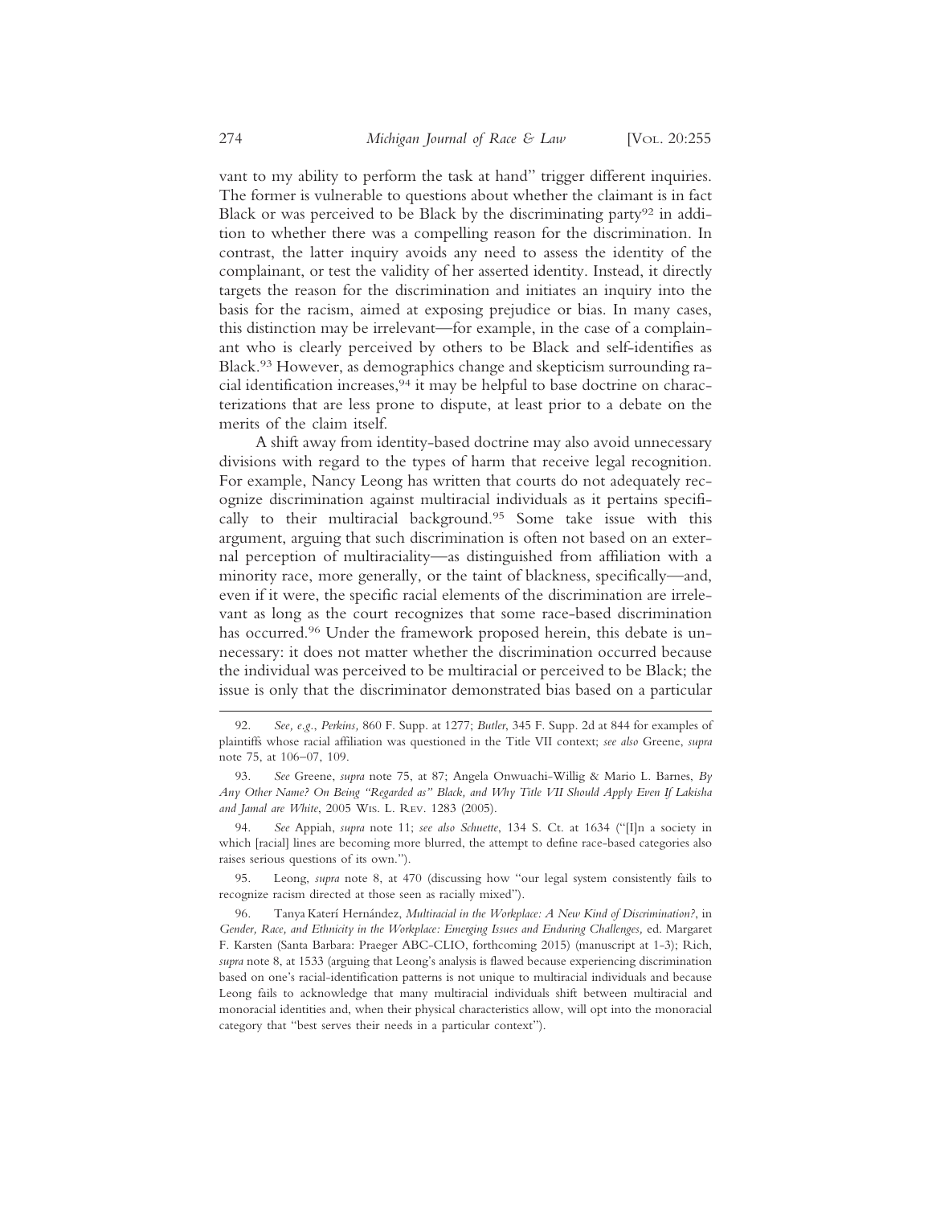vant to my ability to perform the task at hand" trigger different inquiries. The former is vulnerable to questions about whether the claimant is in fact Black or was perceived to be Black by the discriminating party[92] in addition to whether there was a compelling reason for the discrimination. In contrast, the latter inquiry avoids any need to assess the identity of the complainant, or test the validity of her asserted identity. Instead, it directly targets the reason for the discrimination and initiates an inquiry into the basis for the racism, aimed at exposing prejudice or bias. In many cases, this distinction may be irrelevant—for example, in the case of a complainant who is clearly perceived by others to be Black and self-identifies as Black.[93] However, as demographics change and skepticism surrounding racial identification increases,[94] it may be helpful to base doctrine on characterizations that are less prone to dispute, at least prior to a debate on the merits of the claim itself.

A shift away from identity-based doctrine may also avoid unnecessary divisions with regard to the types of harm that receive legal recognition. For example, Nancy Leong has written that courts do not adequately recognize discrimination against multiracial individuals as it pertains specifically to their multiracial background.[95] Some take issue with this argument, arguing that such discrimination is often not based on an external perception of multiraciality—as distinguished from affiliation with a minority race, more generally, or the taint of blackness, specifically—and, even if it were, the specific racial elements of the discrimination are irrelevant as long as the court recognizes that some race-based discrimination has occurred.[96] Under the framework proposed herein, this debate is unnecessary: it does not matter whether the discrimination occurred because the individual was perceived to be multiracial or perceived to be Black; the issue is only that the discriminator demonstrated bias based on a particular

---

92. *See, e.g.*, *Perkins,* 860 F. Supp. at 1277; *Butler*, 345 F. Supp. 2d at 844 for examples of plaintiffs whose racial affiliation was questioned in the Title VII context; *see also* Greene, *supra* note 75, at 106–07, 109.

93. *See* Greene, *supra* note 75, at 87; Angela Onwuachi-Willig & Mario L. Barnes, *By Any Other Name? On Being "Regarded as" Black, and Why Title VII Should Apply Even If Lakisha and Jamal are White*, 2005 Wis. L. Rev. 1283 (2005).

94. *See* Appiah, *supra* note 11; *see also Schuette*, 134 S. Ct. at 1634 ("[I]n a society in which [racial] lines are becoming more blurred, the attempt to define race-based categories also raises serious questions of its own.").

95. Leong, *supra* note 8, at 470 (discussing how "our legal system consistently fails to recognize racism directed at those seen as racially mixed").

96. Tanya Katerí Hernández, *Multiracial in the Workplace: A New Kind of Discrimination?*, in *Gender, Race, and Ethnicity in the Workplace: Emerging Issues and Enduring Challenges,* ed. Margaret F. Karsten (Santa Barbara: Praeger ABC-CLIO, forthcoming 2015) (manuscript at 1-3); Rich, *supra* note 8, at 1533 (arguing that Leong's analysis is flawed because experiencing discrimination based on one's racial-identification patterns is not unique to multiracial individuals and because Leong fails to acknowledge that many multiracial individuals shift between multiracial and monoracial identities and, when their physical characteristics allow, will opt into the monoracial category that "best serves their needs in a particular context").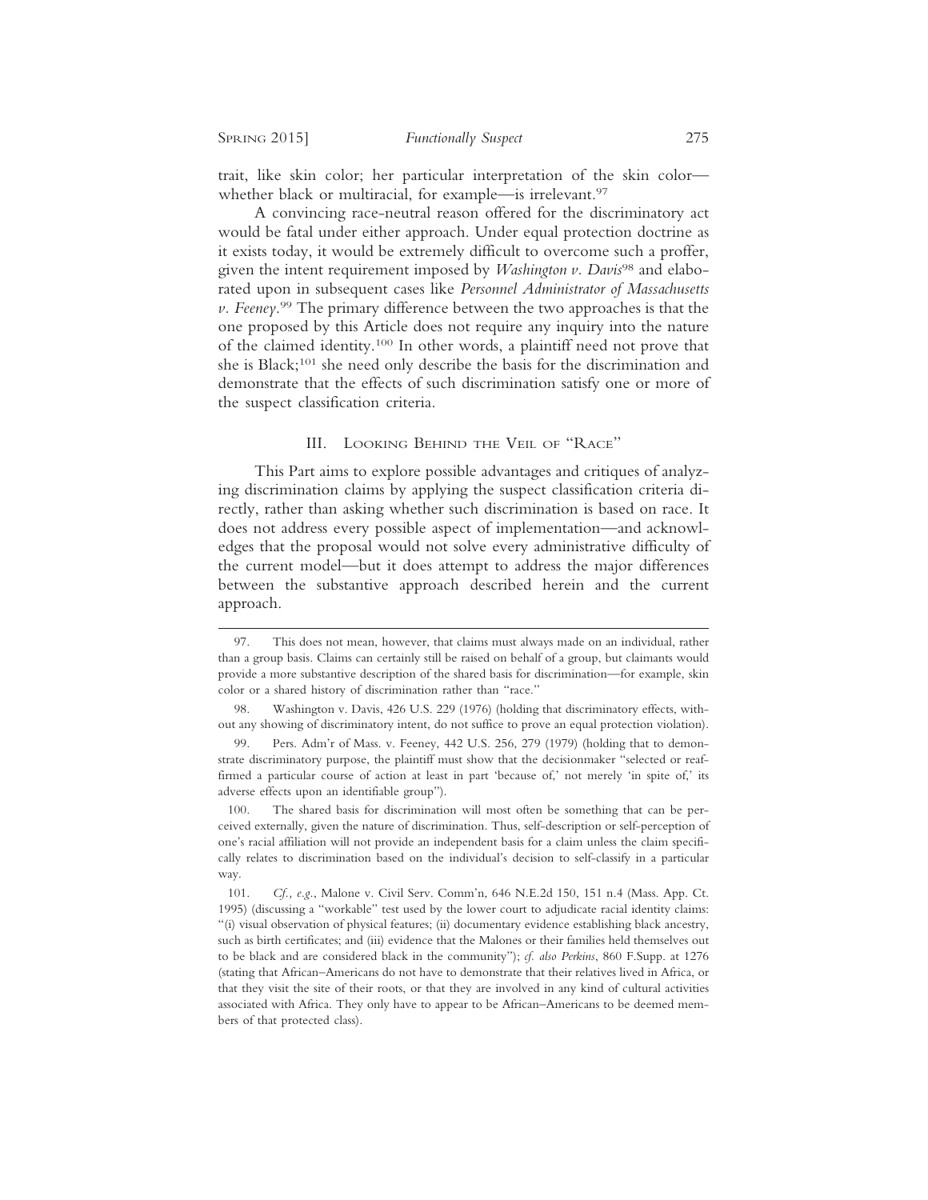trait, like skin color; her particular interpretation of the skin color—whether black or multiracial, for example—is irrelevant.[97]

A convincing race-neutral reason offered for the discriminatory act would be fatal under either approach. Under equal protection doctrine as it exists today, it would be extremely difficult to overcome such a proffer, given the intent requirement imposed by *Washington v. Davis*[98] and elaborated upon in subsequent cases like *Personnel Administrator of Massachusetts v. Feeney*.[99] The primary difference between the two approaches is that the one proposed by this Article does not require any inquiry into the nature of the claimed identity.[100] In other words, a plaintiff need not prove that she is Black;[101] she need only describe the basis for the discrimination and demonstrate that the effects of such discrimination satisfy one or more of the suspect classification criteria.

## III. Looking Behind the Veil of "Race"

This Part aims to explore possible advantages and critiques of analyzing discrimination claims by applying the suspect classification criteria directly, rather than asking whether such discrimination is based on race. It does not address every possible aspect of implementation—and acknowledges that the proposal would not solve every administrative difficulty of the current model—but it does attempt to address the major differences between the substantive approach described herein and the current approach.

---

97. This does not mean, however, that claims must always made on an individual, rather than a group basis. Claims can certainly still be raised on behalf of a group, but claimants would provide a more substantive description of the shared basis for discrimination—for example, skin color or a shared history of discrimination rather than "race."

98. Washington v. Davis, 426 U.S. 229 (1976) (holding that discriminatory effects, without any showing of discriminatory intent, do not suffice to prove an equal protection violation).

99. Pers. Adm'r of Mass. v. Feeney, 442 U.S. 256, 279 (1979) (holding that to demonstrate discriminatory purpose, the plaintiff must show that the decisionmaker "selected or reaffirmed a particular course of action at least in part 'because of,' not merely 'in spite of,' its adverse effects upon an identifiable group").

100. The shared basis for discrimination will most often be something that can be perceived externally, given the nature of discrimination. Thus, self-description or self-perception of one's racial affiliation will not provide an independent basis for a claim unless the claim specifically relates to discrimination based on the individual's decision to self-classify in a particular way.

101. *Cf., e.g.*, Malone v. Civil Serv. Comm'n, 646 N.E.2d 150, 151 n.4 (Mass. App. Ct. 1995) (discussing a "workable" test used by the lower court to adjudicate racial identity claims: "(i) visual observation of physical features; (ii) documentary evidence establishing black ancestry, such as birth certificates; and (iii) evidence that the Malones or their families held themselves out to be black and are considered black in the community"); *cf. also Perkins*, 860 F.Supp. at 1276 (stating that African–Americans do not have to demonstrate that their relatives lived in Africa, or that they visit the site of their roots, or that they are involved in any kind of cultural activities associated with Africa. They only have to appear to be African–Americans to be deemed members of that protected class).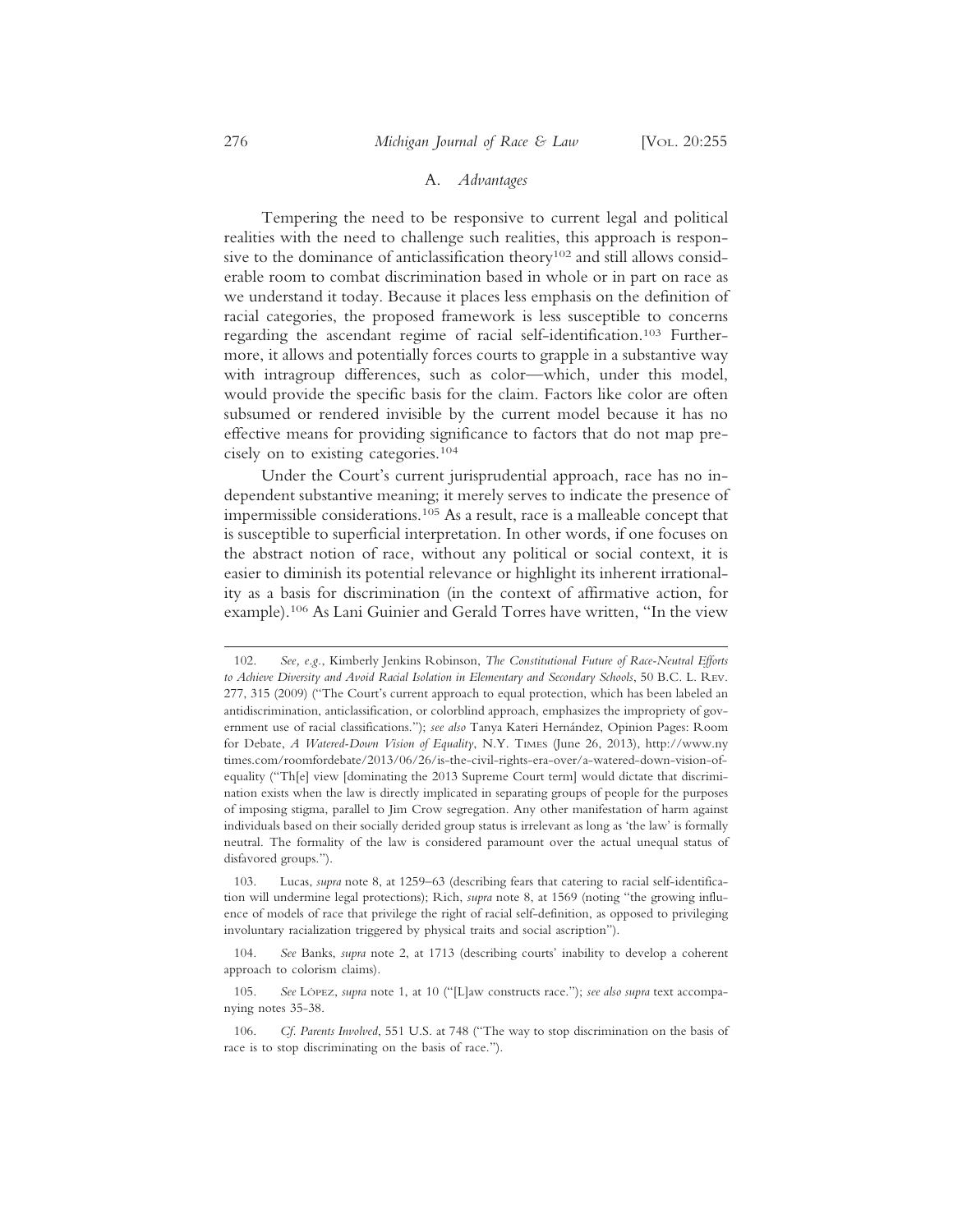## A. *Advantages*

Tempering the need to be responsive to current legal and political realities with the need to challenge such realities, this approach is responsive to the dominance of anticlassification theory[102] and still allows considerable room to combat discrimination based in whole or in part on race as we understand it today. Because it places less emphasis on the definition of racial categories, the proposed framework is less susceptible to concerns regarding the ascendant regime of racial self-identification.[103] Furthermore, it allows and potentially forces courts to grapple in a substantive way with intragroup differences, such as color—which, under this model, would provide the specific basis for the claim. Factors like color are often subsumed or rendered invisible by the current model because it has no effective means for providing significance to factors that do not map precisely on to existing categories.[104]

Under the Court's current jurisprudential approach, race has no independent substantive meaning; it merely serves to indicate the presence of impermissible considerations.[105] As a result, race is a malleable concept that is susceptible to superficial interpretation. In other words, if one focuses on the abstract notion of race, without any political or social context, it is easier to diminish its potential relevance or highlight its inherent irrationality as a basis for discrimination (in the context of affirmative action, for example).[106] As Lani Guinier and Gerald Torres have written, "In the view

---

102. *See, e.g.*, Kimberly Jenkins Robinson, *The Constitutional Future of Race-Neutral Efforts to Achieve Diversity and Avoid Racial Isolation in Elementary and Secondary Schools*, 50 B.C. L. Rev. 277, 315 (2009) ("The Court's current approach to equal protection, which has been labeled an antidiscrimination, anticlassification, or colorblind approach, emphasizes the impropriety of government use of racial classifications."); *see also* Tanya Kateri Hernández, Opinion Pages: Room for Debate, *A Watered-Down Vision of Equality*, N.Y. Times (June 26, 2013), http://www.nytimes.com/roomfordebate/2013/06/26/is-the-civil-rights-era-over/a-watered-down-vision-of-equality ("Th[e] view [dominating the 2013 Supreme Court term] would dictate that discrimination exists when the law is directly implicated in separating groups of people for the purposes of imposing stigma, parallel to Jim Crow segregation. Any other manifestation of harm against individuals based on their socially derided group status is irrelevant as long as 'the law' is formally neutral. The formality of the law is considered paramount over the actual unequal status of disfavored groups.").

103. Lucas, *supra* note 8, at 1259–63 (describing fears that catering to racial self-identification will undermine legal protections); Rich, *supra* note 8, at 1569 (noting "the growing influence of models of race that privilege the right of racial self-definition, as opposed to privileging involuntary racialization triggered by physical traits and social ascription").

104. *See* Banks, *supra* note 2, at 1713 (describing courts' inability to develop a coherent approach to colorism claims).

105. *See* López, *supra* note 1, at 10 ("[L]aw constructs race."); *see also supra* text accompanying notes 35-38.

106. *Cf. Parents Involved*, 551 U.S. at 748 ("The way to stop discrimination on the basis of race is to stop discriminating on the basis of race.").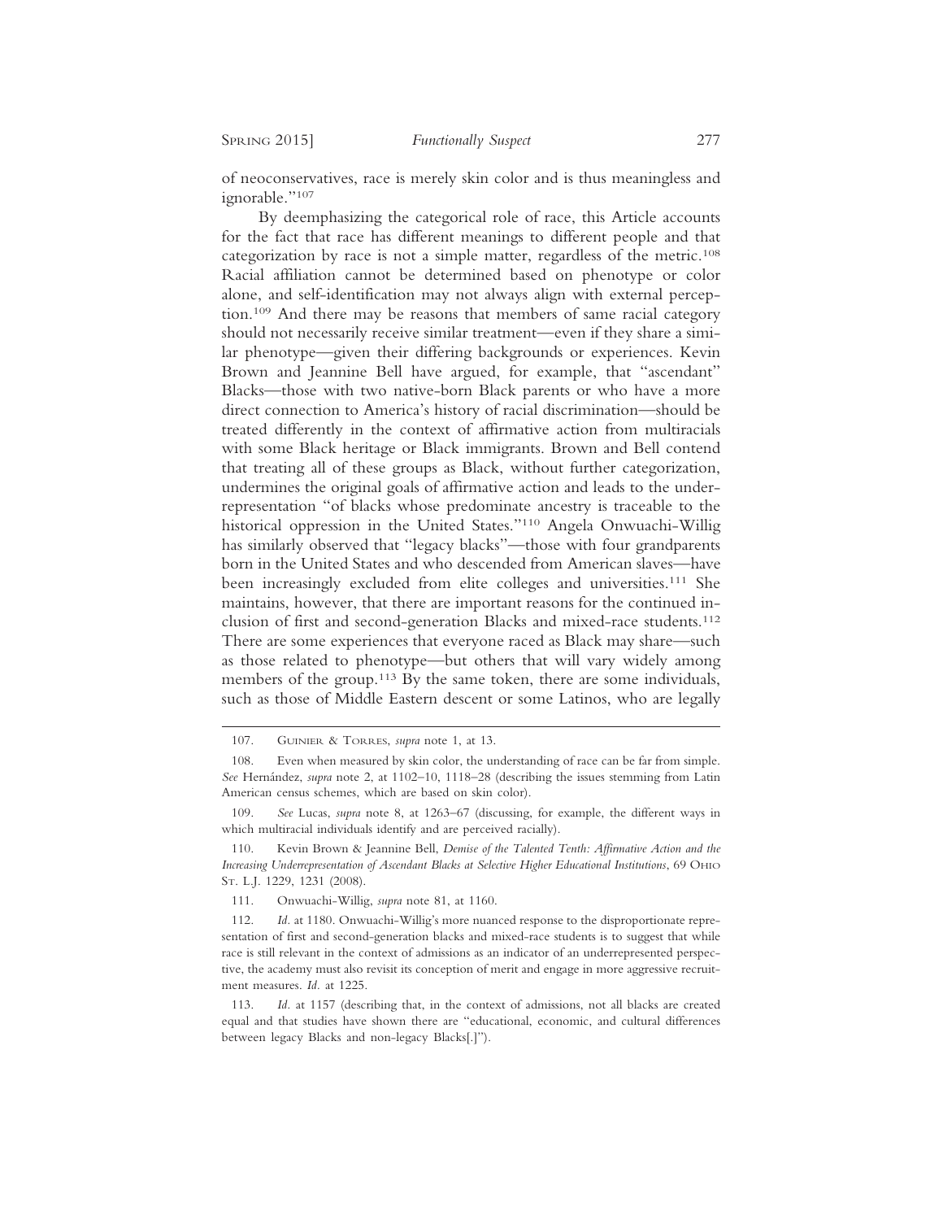of neoconservatives, race is merely skin color and is thus meaningless and ignorable."[107]

By deemphasizing the categorical role of race, this Article accounts for the fact that race has different meanings to different people and that categorization by race is not a simple matter, regardless of the metric.[108] Racial affiliation cannot be determined based on phenotype or color alone, and self-identification may not always align with external perception.[109] And there may be reasons that members of same racial category should not necessarily receive similar treatment—even if they share a similar phenotype—given their differing backgrounds or experiences. Kevin Brown and Jeannine Bell have argued, for example, that "ascendant" Blacks—those with two native-born Black parents or who have a more direct connection to America's history of racial discrimination—should be treated differently in the context of affirmative action from multiracials with some Black heritage or Black immigrants. Brown and Bell contend that treating all of these groups as Black, without further categorization, undermines the original goals of affirmative action and leads to the underrepresentation "of blacks whose predominate ancestry is traceable to the historical oppression in the United States."[110] Angela Onwuachi-Willig has similarly observed that "legacy blacks"—those with four grandparents born in the United States and who descended from American slaves—have been increasingly excluded from elite colleges and universities.[111] She maintains, however, that there are important reasons for the continued inclusion of first and second-generation Blacks and mixed-race students.[112] There are some experiences that everyone raced as Black may share—such as those related to phenotype—but others that will vary widely among members of the group.[113] By the same token, there are some individuals, such as those of Middle Eastern descent or some Latinos, who are legally

---

107. Guinier & Torres, *supra* note 1, at 13.

108. Even when measured by skin color, the understanding of race can be far from simple. *See* Hernández, *supra* note 2, at 1102–10, 1118–28 (describing the issues stemming from Latin American census schemes, which are based on skin color).

109. *See* Lucas, *supra* note 8, at 1263–67 (discussing, for example, the different ways in which multiracial individuals identify and are perceived racially).

110. Kevin Brown & Jeannine Bell, *Demise of the Talented Tenth: Affirmative Action and the Increasing Underrepresentation of Ascendant Blacks at Selective Higher Educational Institutions*, 69 Ohio St. L.J. 1229, 1231 (2008).

111. Onwuachi-Willig, *supra* note 81, at 1160.

112. *Id.* at 1180. Onwuachi-Willig's more nuanced response to the disproportionate representation of first and second-generation blacks and mixed-race students is to suggest that while race is still relevant in the context of admissions as an indicator of an underrepresented perspective, the academy must also revisit its conception of merit and engage in more aggressive recruitment measures. *Id.* at 1225.

113. *Id.* at 1157 (describing that, in the context of admissions, not all blacks are created equal and that studies have shown there are "educational, economic, and cultural differences between legacy Blacks and non-legacy Blacks[.]").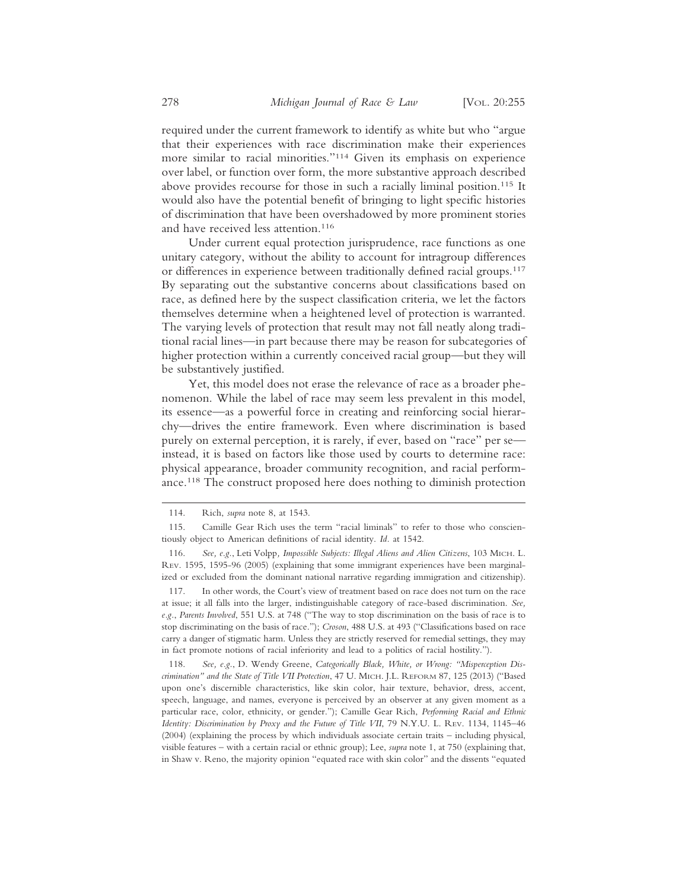required under the current framework to identify as white but who "argue that their experiences with race discrimination make their experiences more similar to racial minorities."[114] Given its emphasis on experience over label, or function over form, the more substantive approach described above provides recourse for those in such a racially liminal position.[115] It would also have the potential benefit of bringing to light specific histories of discrimination that have been overshadowed by more prominent stories and have received less attention.[116]

Under current equal protection jurisprudence, race functions as one unitary category, without the ability to account for intragroup differences or differences in experience between traditionally defined racial groups.[117] By separating out the substantive concerns about classifications based on race, as defined here by the suspect classification criteria, we let the factors themselves determine when a heightened level of protection is warranted. The varying levels of protection that result may not fall neatly along traditional racial lines—in part because there may be reason for subcategories of higher protection within a currently conceived racial group—but they will be substantively justified.

Yet, this model does not erase the relevance of race as a broader phenomenon. While the label of race may seem less prevalent in this model, its essence—as a powerful force in creating and reinforcing social hierarchy—drives the entire framework. Even where discrimination is based purely on external perception, it is rarely, if ever, based on "race" per se—instead, it is based on factors like those used by courts to determine race: physical appearance, broader community recognition, and racial performance.[118] The construct proposed here does nothing to diminish protection

---

114. Rich, *supra* note 8, at 1543.

115. Camille Gear Rich uses the term "racial liminals" to refer to those who conscientiously object to American definitions of racial identity. *Id.* at 1542.

116. *See, e.g.*, Leti Volpp, *Impossible Subjects: Illegal Aliens and Alien Citizens*, 103 MICH. L. REV. 1595, 1595-96 (2005) (explaining that some immigrant experiences have been marginalized or excluded from the dominant national narrative regarding immigration and citizenship).

117. In other words, the Court's view of treatment based on race does not turn on the race at issue; it all falls into the larger, indistinguishable category of race-based discrimination. *See, e.g.*, *Parents Involved*, 551 U.S. at 748 ("The way to stop discrimination on the basis of race is to stop discriminating on the basis of race."); *Croson*, 488 U.S. at 493 ("Classifications based on race carry a danger of stigmatic harm. Unless they are strictly reserved for remedial settings, they may in fact promote notions of racial inferiority and lead to a politics of racial hostility.").

118. *See, e.g.*, D. Wendy Greene, *Categorically Black, White, or Wrong: "Misperception Discrimination" and the State of Title VII Protection*, 47 U. MICH. J.L. REFORM 87, 125 (2013) ("Based upon one's discernible characteristics, like skin color, hair texture, behavior, dress, accent, speech, language, and names, everyone is perceived by an observer at any given moment as a particular race, color, ethnicity, or gender."); Camille Gear Rich, *Performing Racial and Ethnic Identity: Discrimination by Proxy and the Future of Title VII*, 79 N.Y.U. L. REV. 1134, 1145–46 (2004) (explaining the process by which individuals associate certain traits – including physical, visible features – with a certain racial or ethnic group); Lee, *supra* note 1, at 750 (explaining that, in Shaw v. Reno, the majority opinion "equated race with skin color" and the dissents "equated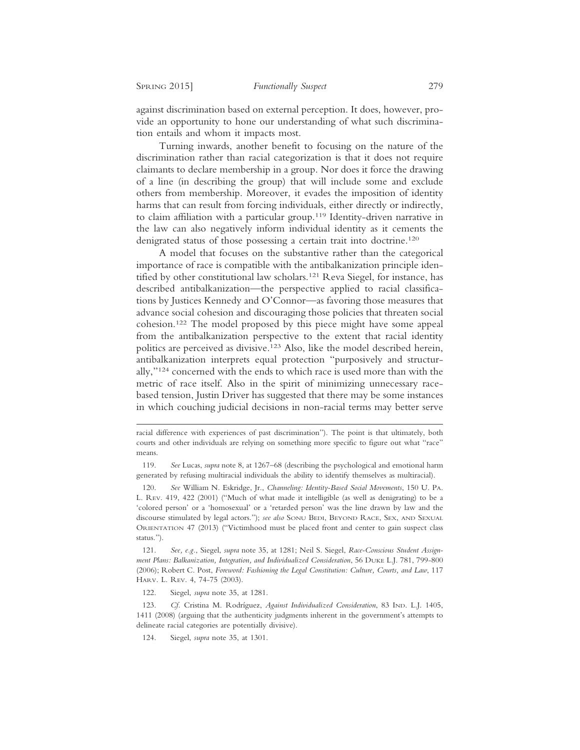against discrimination based on external perception. It does, however, provide an opportunity to hone our understanding of what such discrimination entails and whom it impacts most.

Turning inwards, another benefit to focusing on the nature of the discrimination rather than racial categorization is that it does not require claimants to declare membership in a group. Nor does it force the drawing of a line (in describing the group) that will include some and exclude others from membership. Moreover, it evades the imposition of identity harms that can result from forcing individuals, either directly or indirectly, to claim affiliation with a particular group.[119] Identity-driven narrative in the law can also negatively inform individual identity as it cements the denigrated status of those possessing a certain trait into doctrine.[120]

A model that focuses on the substantive rather than the categorical importance of race is compatible with the antibalkanization principle identified by other constitutional law scholars.[121] Reva Siegel, for instance, has described antibalkanization—the perspective applied to racial classifications by Justices Kennedy and O'Connor—as favoring those measures that advance social cohesion and discouraging those policies that threaten social cohesion.[122] The model proposed by this piece might have some appeal from the antibalkanization perspective to the extent that racial identity politics are perceived as divisive.[123] Also, like the model described herein, antibalkanization interprets equal protection "purposively and structurally,"[124] concerned with the ends to which race is used more than with the metric of race itself. Also in the spirit of minimizing unnecessary race-based tension, Justin Driver has suggested that there may be some instances in which couching judicial decisions in non-racial terms may better serve

---

racial difference with experiences of past discrimination"). The point is that ultimately, both courts and other individuals are relying on something more specific to figure out what "race" means.

119. *See* Lucas, *supra* note 8, at 1267–68 (describing the psychological and emotional harm generated by refusing multiracial individuals the ability to identify themselves as multiracial).

120. *See* William N. Eskridge, Jr., *Channeling: Identity-Based Social Movements*, 150 U. Pa. L. Rev. 419, 422 (2001) ("Much of what made it intelligible (as well as denigrating) to be a 'colored person' or a 'homosexual' or a 'retarded person' was the line drawn by law and the discourse stimulated by legal actors."); *see also* Sonu Bedi, Beyond Race, Sex, and Sexual Orientation 47 (2013) ("Victimhood must be placed front and center to gain suspect class status.").

121. *See, e.g.*, Siegel, *supra* note 35, at 1281; Neil S. Siegel, *Race-Conscious Student Assignment Plans: Balkanization, Integration, and Individualized Consideration*, 56 Duke L.J. 781, 799-800 (2006); Robert C. Post, *Foreword: Fashioning the Legal Constitution: Culture, Courts, and Law*, 117 Harv. L. Rev. 4, 74-75 (2003).

122. Siegel, *supra* note 35, at 1281.

123. *Cf.* Cristina M. Rodríguez, *Against Individualized Consideration*, 83 Ind. L.J. 1405, 1411 (2008) (arguing that the authenticity judgments inherent in the government's attempts to delineate racial categories are potentially divisive).

124. Siegel, *supra* note 35, at 1301.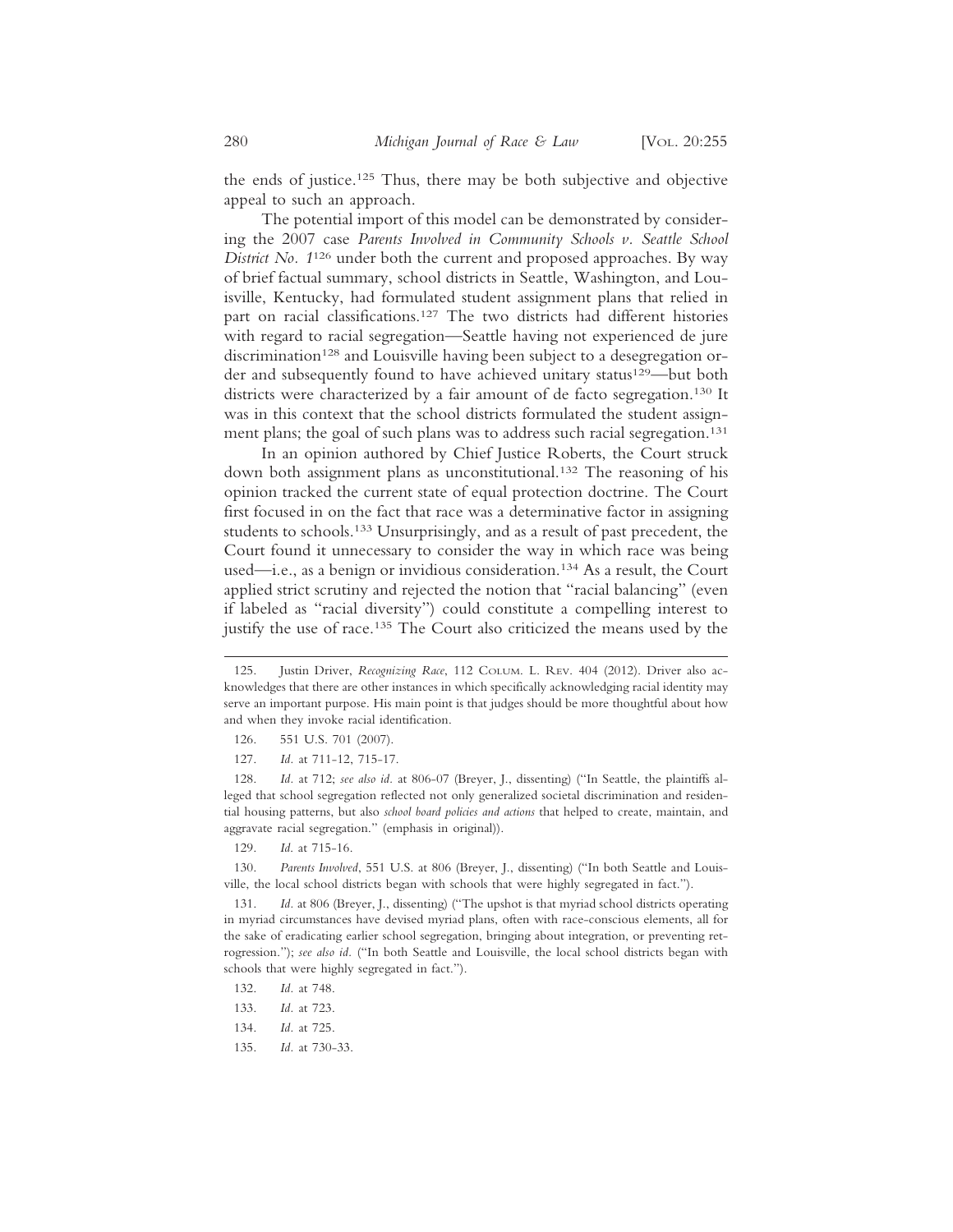the ends of justice.[125] Thus, there may be both subjective and objective appeal to such an approach.

The potential import of this model can be demonstrated by considering the 2007 case *Parents Involved in Community Schools v. Seattle School District No. 1*[126] under both the current and proposed approaches. By way of brief factual summary, school districts in Seattle, Washington, and Louisville, Kentucky, had formulated student assignment plans that relied in part on racial classifications.[127] The two districts had different histories with regard to racial segregation—Seattle having not experienced de jure discrimination[128] and Louisville having been subject to a desegregation order and subsequently found to have achieved unitary status[129]—but both districts were characterized by a fair amount of de facto segregation.[130] It was in this context that the school districts formulated the student assignment plans; the goal of such plans was to address such racial segregation.[131]

In an opinion authored by Chief Justice Roberts, the Court struck down both assignment plans as unconstitutional.[132] The reasoning of his opinion tracked the current state of equal protection doctrine. The Court first focused in on the fact that race was a determinative factor in assigning students to schools.[133] Unsurprisingly, and as a result of past precedent, the Court found it unnecessary to consider the way in which race was being used—i.e., as a benign or invidious consideration.[134] As a result, the Court applied strict scrutiny and rejected the notion that "racial balancing" (even if labeled as "racial diversity") could constitute a compelling interest to justify the use of race.[135] The Court also criticized the means used by the

---

125. Justin Driver, *Recognizing Race*, 112 Colum. L. Rev. 404 (2012). Driver also acknowledges that there are other instances in which specifically acknowledging racial identity may serve an important purpose. His main point is that judges should be more thoughtful about how and when they invoke racial identification.

126. 551 U.S. 701 (2007).

127. *Id.* at 711-12, 715-17.

128. *Id.* at 712; *see also id.* at 806-07 (Breyer, J., dissenting) ("In Seattle, the plaintiffs alleged that school segregation reflected not only generalized societal discrimination and residential housing patterns, but also *school board policies and actions* that helped to create, maintain, and aggravate racial segregation." (emphasis in original)).

129. *Id.* at 715-16.

130. *Parents Involved*, 551 U.S. at 806 (Breyer, J., dissenting) ("In both Seattle and Louisville, the local school districts began with schools that were highly segregated in fact.").

131. *Id.* at 806 (Breyer, J., dissenting) ("The upshot is that myriad school districts operating in myriad circumstances have devised myriad plans, often with race-conscious elements, all for the sake of eradicating earlier school segregation, bringing about integration, or preventing retrogression."); *see also id.* ("In both Seattle and Louisville, the local school districts began with schools that were highly segregated in fact.").

132. *Id.* at 748.

133. *Id.* at 723.

134. *Id.* at 725.

135. *Id.* at 730-33.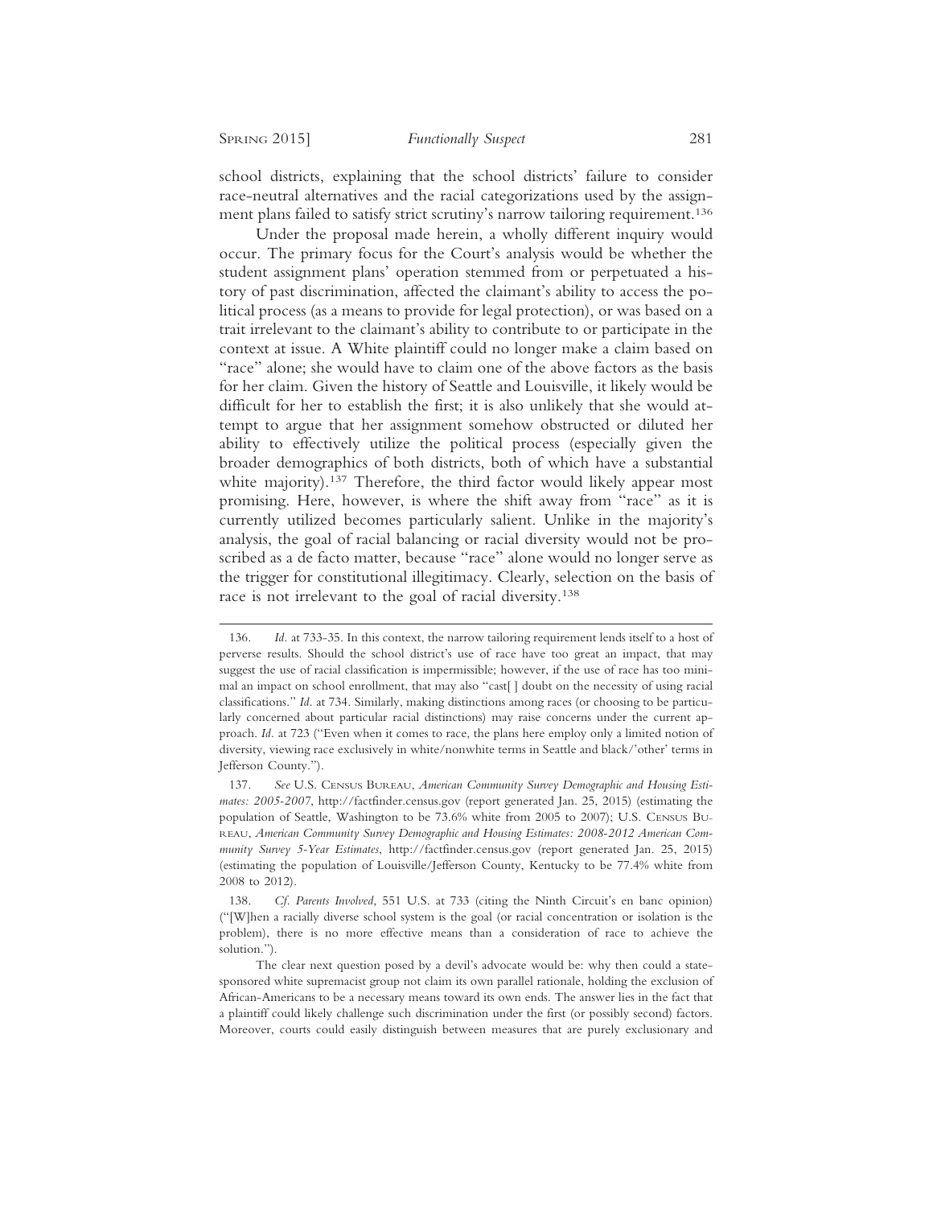school districts, explaining that the school districts' failure to consider race-neutral alternatives and the racial categorizations used by the assignment plans failed to satisfy strict scrutiny's narrow tailoring requirement.[136]

Under the proposal made herein, a wholly different inquiry would occur. The primary focus for the Court's analysis would be whether the student assignment plans' operation stemmed from or perpetuated a history of past discrimination, affected the claimant's ability to access the political process (as a means to provide for legal protection), or was based on a trait irrelevant to the claimant's ability to contribute to or participate in the context at issue. A White plaintiff could no longer make a claim based on "race" alone; she would have to claim one of the above factors as the basis for her claim. Given the history of Seattle and Louisville, it likely would be difficult for her to establish the first; it is also unlikely that she would attempt to argue that her assignment somehow obstructed or diluted her ability to effectively utilize the political process (especially given the broader demographics of both districts, both of which have a substantial white majority).[137] Therefore, the third factor would likely appear most promising. Here, however, is where the shift away from "race" as it is currently utilized becomes particularly salient. Unlike in the majority's analysis, the goal of racial balancing or racial diversity would not be proscribed as a de facto matter, because "race" alone would no longer serve as the trigger for constitutional illegitimacy. Clearly, selection on the basis of race is not irrelevant to the goal of racial diversity.[138]

---

136. *Id.* at 733-35. In this context, the narrow tailoring requirement lends itself to a host of perverse results. Should the school district's use of race have too great an impact, that may suggest the use of racial classification is impermissible; however, if the use of race has too minimal an impact on school enrollment, that may also "cast[ ] doubt on the necessity of using racial classifications." *Id.* at 734. Similarly, making distinctions among races (or choosing to be particularly concerned about particular racial distinctions) may raise concerns under the current approach. *Id.* at 723 ("Even when it comes to race, the plans here employ only a limited notion of diversity, viewing race exclusively in white/nonwhite terms in Seattle and black/'other' terms in Jefferson County.").

137. *See* U.S. Census Bureau, *American Community Survey Demographic and Housing Estimates: 2005-2007*, http://factfinder.census.gov (report generated Jan. 25, 2015) (estimating the population of Seattle, Washington to be 73.6% white from 2005 to 2007); U.S. Census Bureau, *American Community Survey Demographic and Housing Estimates: 2008-2012 American Community Survey 5-Year Estimates*, http://factfinder.census.gov (report generated Jan. 25, 2015) (estimating the population of Louisville/Jefferson County, Kentucky to be 77.4% white from 2008 to 2012).

138. *Cf. Parents Involved*, 551 U.S. at 733 (citing the Ninth Circuit's en banc opinion) ("[W]hen a racially diverse school system is the goal (or racial concentration or isolation is the problem), there is no more effective means than a consideration of race to achieve the solution.").

The clear next question posed by a devil's advocate would be: why then could a state-sponsored white supremacist group not claim its own parallel rationale, holding the exclusion of African-Americans to be a necessary means toward its own ends. The answer lies in the fact that a plaintiff could likely challenge such discrimination under the first (or possibly second) factors. Moreover, courts could easily distinguish between measures that are purely exclusionary and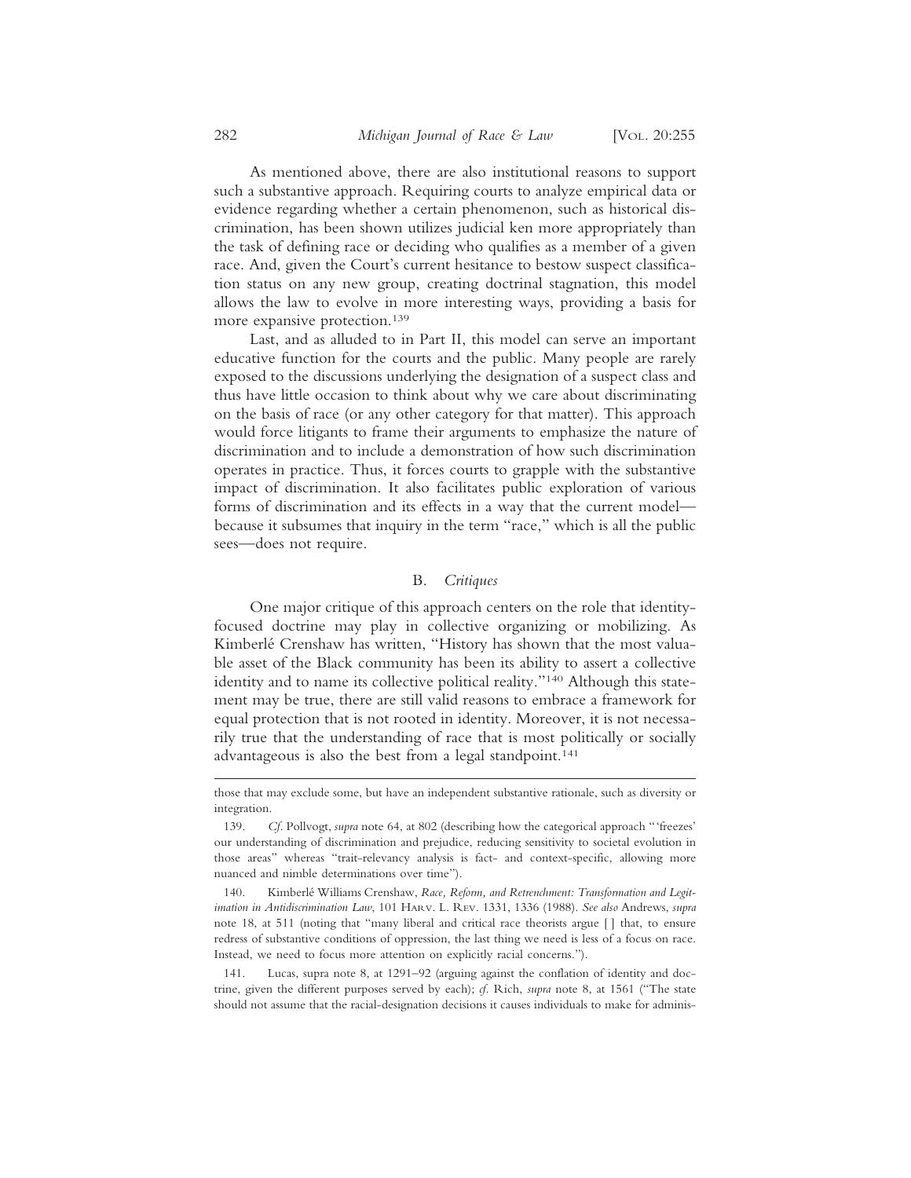As mentioned above, there are also institutional reasons to support such a substantive approach. Requiring courts to analyze empirical data or evidence regarding whether a certain phenomenon, such as historical discrimination, has been shown utilizes judicial ken more appropriately than the task of defining race or deciding who qualifies as a member of a given race. And, given the Court's current hesitance to bestow suspect classification status on any new group, creating doctrinal stagnation, this model allows the law to evolve in more interesting ways, providing a basis for more expansive protection.[139]

Last, and as alluded to in Part II, this model can serve an important educative function for the courts and the public. Many people are rarely exposed to the discussions underlying the designation of a suspect class and thus have little occasion to think about why we care about discriminating on the basis of race (or any other category for that matter). This approach would force litigants to frame their arguments to emphasize the nature of discrimination and to include a demonstration of how such discrimination operates in practice. Thus, it forces courts to grapple with the substantive impact of discrimination. It also facilitates public exploration of various forms of discrimination and its effects in a way that the current model—because it subsumes that inquiry in the term "race," which is all the public sees—does not require.

### B. *Critiques*

One major critique of this approach centers on the role that identity-focused doctrine may play in collective organizing or mobilizing. As Kimberlé Crenshaw has written, "History has shown that the most valuable asset of the Black community has been its ability to assert a collective identity and to name its collective political reality."[140] Although this statement may be true, there are still valid reasons to embrace a framework for equal protection that is not rooted in identity. Moreover, it is not necessarily true that the understanding of race that is most politically or socially advantageous is also the best from a legal standpoint.[141]

---

those that may exclude some, but have an independent substantive rationale, such as diversity or integration.

139. *Cf.* Pollvogt, *supra* note 64, at 802 (describing how the categorical approach "'freezes' our understanding of discrimination and prejudice, reducing sensitivity to societal evolution in those areas" whereas "trait-relevancy analysis is fact- and context-specific, allowing more nuanced and nimble determinations over time").

140. Kimberlé Williams Crenshaw, *Race, Reform, and Retrenchment: Transformation and Legitimation in Antidiscrimination Law*, 101 HARV. L. REV. 1331, 1336 (1988). *See also* Andrews, *supra* note 18, at 511 (noting that "many liberal and critical race theorists argue [ ] that, to ensure redress of substantive conditions of oppression, the last thing we need is less of a focus on race. Instead, we need to focus more attention on explicitly racial concerns.").

141. Lucas, supra note 8, at 1291–92 (arguing against the conflation of identity and doctrine, given the different purposes served by each); *cf.* Rich, *supra* note 8, at 1561 ("The state should not assume that the racial-designation decisions it causes individuals to make for adminis-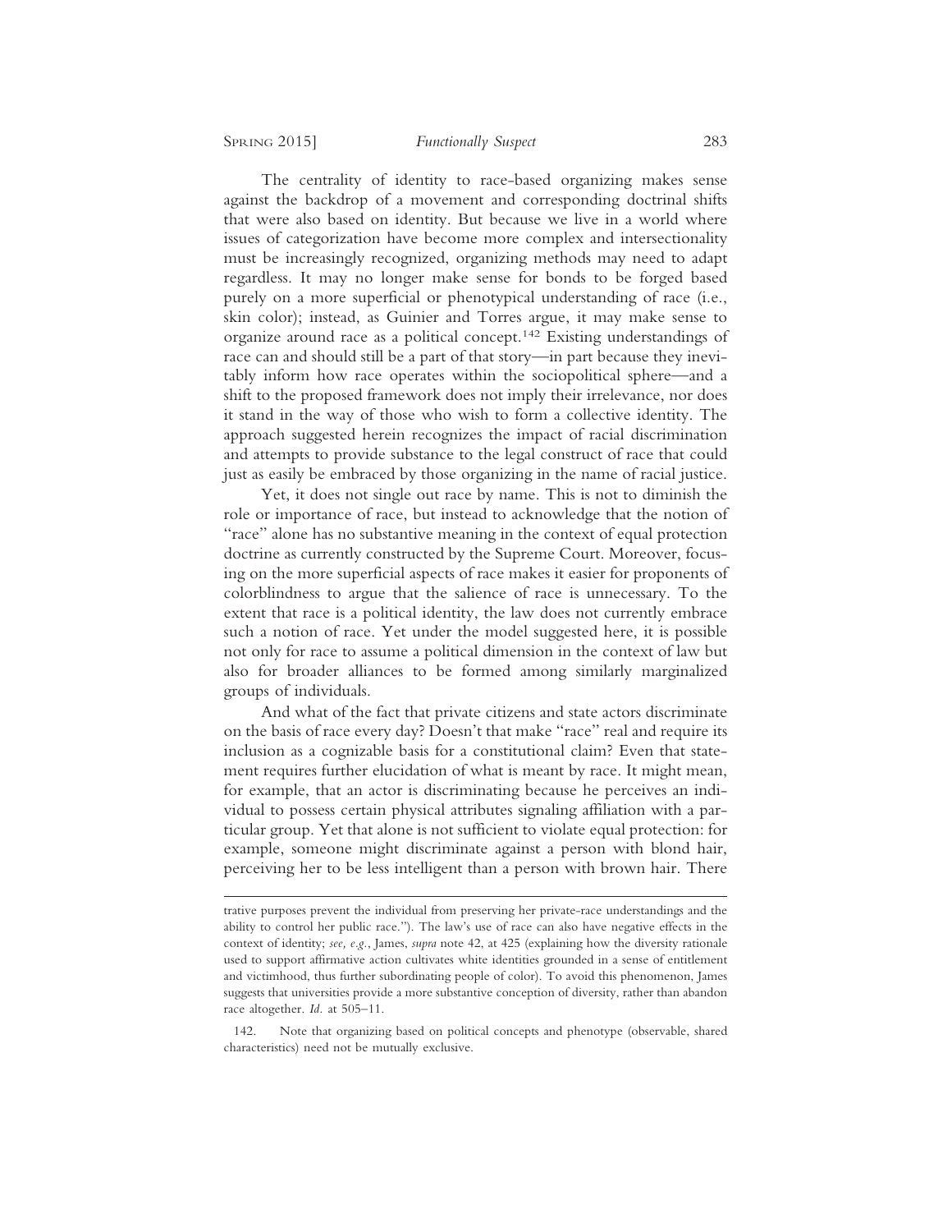The centrality of identity to race-based organizing makes sense against the backdrop of a movement and corresponding doctrinal shifts that were also based on identity. But because we live in a world where issues of categorization have become more complex and intersectionality must be increasingly recognized, organizing methods may need to adapt regardless. It may no longer make sense for bonds to be forged based purely on a more superficial or phenotypical understanding of race (i.e., skin color); instead, as Guinier and Torres argue, it may make sense to organize around race as a political concept.[142] Existing understandings of race can and should still be a part of that story—in part because they inevitably inform how race operates within the sociopolitical sphere—and a shift to the proposed framework does not imply their irrelevance, nor does it stand in the way of those who wish to form a collective identity. The approach suggested herein recognizes the impact of racial discrimination and attempts to provide substance to the legal construct of race that could just as easily be embraced by those organizing in the name of racial justice.

Yet, it does not single out race by name. This is not to diminish the role or importance of race, but instead to acknowledge that the notion of "race" alone has no substantive meaning in the context of equal protection doctrine as currently constructed by the Supreme Court. Moreover, focusing on the more superficial aspects of race makes it easier for proponents of colorblindness to argue that the salience of race is unnecessary. To the extent that race is a political identity, the law does not currently embrace such a notion of race. Yet under the model suggested here, it is possible not only for race to assume a political dimension in the context of law but also for broader alliances to be formed among similarly marginalized groups of individuals.

And what of the fact that private citizens and state actors discriminate on the basis of race every day? Doesn't that make "race" real and require its inclusion as a cognizable basis for a constitutional claim? Even that statement requires further elucidation of what is meant by race. It might mean, for example, that an actor is discriminating because he perceives an individual to possess certain physical attributes signaling affiliation with a particular group. Yet that alone is not sufficient to violate equal protection: for example, someone might discriminate against a person with blond hair, perceiving her to be less intelligent than a person with brown hair. There

---

trative purposes prevent the individual from preserving her private-race understandings and the ability to control her public race."). The law's use of race can also have negative effects in the context of identity; *see, e.g.*, James, *supra* note 42, at 425 (explaining how the diversity rationale used to support affirmative action cultivates white identities grounded in a sense of entitlement and victimhood, thus further subordinating people of color). To avoid this phenomenon, James suggests that universities provide a more substantive conception of diversity, rather than abandon race altogether. *Id.* at 505–11.

142. Note that organizing based on political concepts and phenotype (observable, shared characteristics) need not be mutually exclusive.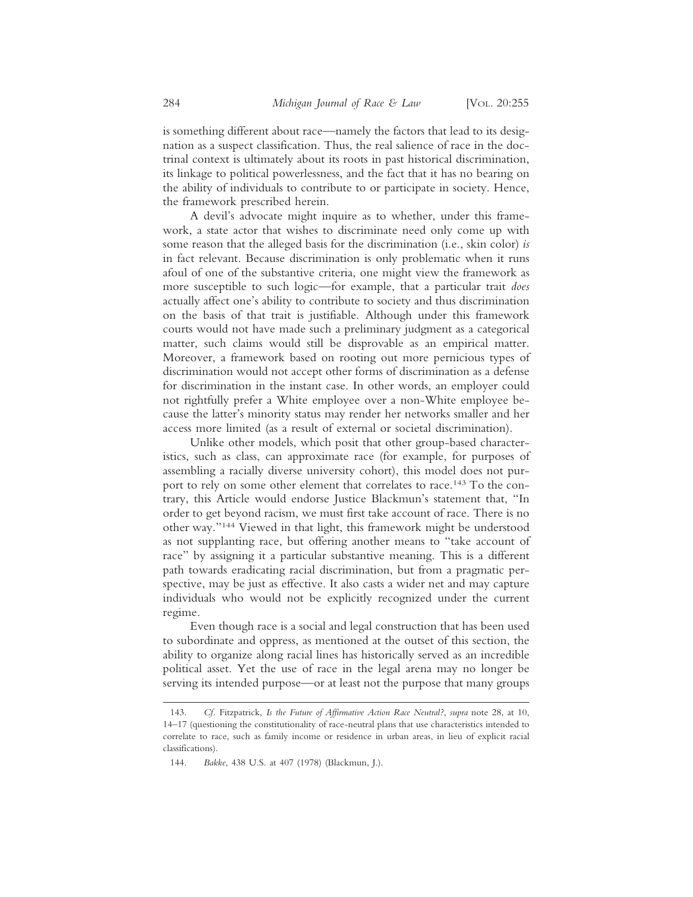is something different about race—namely the factors that lead to its designation as a suspect classification. Thus, the real salience of race in the doctrinal context is ultimately about its roots in past historical discrimination, its linkage to political powerlessness, and the fact that it has no bearing on the ability of individuals to contribute to or participate in society. Hence, the framework prescribed herein.

A devil's advocate might inquire as to whether, under this framework, a state actor that wishes to discriminate need only come up with some reason that the alleged basis for the discrimination (i.e., skin color) *is* in fact relevant. Because discrimination is only problematic when it runs afoul of one of the substantive criteria, one might view the framework as more susceptible to such logic—for example, that a particular trait *does* actually affect one's ability to contribute to society and thus discrimination on the basis of that trait is justifiable. Although under this framework courts would not have made such a preliminary judgment as a categorical matter, such claims would still be disprovable as an empirical matter. Moreover, a framework based on rooting out more pernicious types of discrimination would not accept other forms of discrimination as a defense for discrimination in the instant case. In other words, an employer could not rightfully prefer a White employee over a non-White employee because the latter's minority status may render her networks smaller and her access more limited (as a result of external or societal discrimination).

Unlike other models, which posit that other group-based characteristics, such as class, can approximate race (for example, for purposes of assembling a racially diverse university cohort), this model does not purport to rely on some other element that correlates to race.[143] To the contrary, this Article would endorse Justice Blackmun's statement that, "In order to get beyond racism, we must first take account of race. There is no other way."[144] Viewed in that light, this framework might be understood as not supplanting race, but offering another means to "take account of race" by assigning it a particular substantive meaning. This is a different path towards eradicating racial discrimination, but from a pragmatic perspective, may be just as effective. It also casts a wider net and may capture individuals who would not be explicitly recognized under the current regime.

Even though race is a social and legal construction that has been used to subordinate and oppress, as mentioned at the outset of this section, the ability to organize along racial lines has historically served as an incredible political asset. Yet the use of race in the legal arena may no longer be serving its intended purpose—or at least not the purpose that many groups

---

143. *Cf.* Fitzpatrick, *Is the Future of Affirmative Action Race Neutral?*, *supra* note 28, at 10, 14–17 (questioning the constitutionality of race-neutral plans that use characteristics intended to correlate to race, such as family income or residence in urban areas, in lieu of explicit racial classifications).

144. *Bakke*, 438 U.S. at 407 (1978) (Blackmun, J.).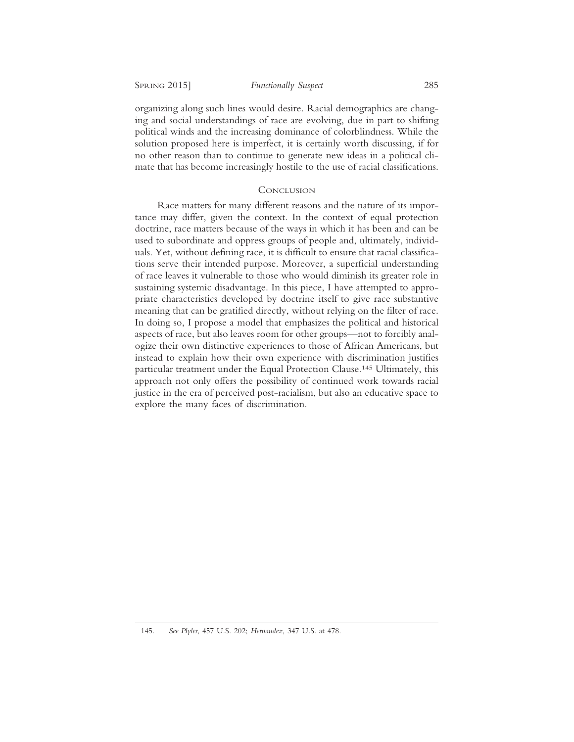organizing along such lines would desire. Racial demographics are changing and social understandings of race are evolving, due in part to shifting political winds and the increasing dominance of colorblindness. While the solution proposed here is imperfect, it is certainly worth discussing, if for no other reason than to continue to generate new ideas in a political climate that has become increasingly hostile to the use of racial classifications.

## Conclusion

Race matters for many different reasons and the nature of its importance may differ, given the context. In the context of equal protection doctrine, race matters because of the ways in which it has been and can be used to subordinate and oppress groups of people and, ultimately, individuals. Yet, without defining race, it is difficult to ensure that racial classifications serve their intended purpose. Moreover, a superficial understanding of race leaves it vulnerable to those who would diminish its greater role in sustaining systemic disadvantage. In this piece, I have attempted to appropriate characteristics developed by doctrine itself to give race substantive meaning that can be gratified directly, without relying on the filter of race. In doing so, I propose a model that emphasizes the political and historical aspects of race, but also leaves room for other groups—not to forcibly analogize their own distinctive experiences to those of African Americans, but instead to explain how their own experience with discrimination justifies particular treatment under the Equal Protection Clause.[145] Ultimately, this approach not only offers the possibility of continued work towards racial justice in the era of perceived post-racialism, but also an educative space to explore the many faces of discrimination.

145. *See Plyler*, 457 U.S. 202; *Hernandez*, 347 U.S. at 478.